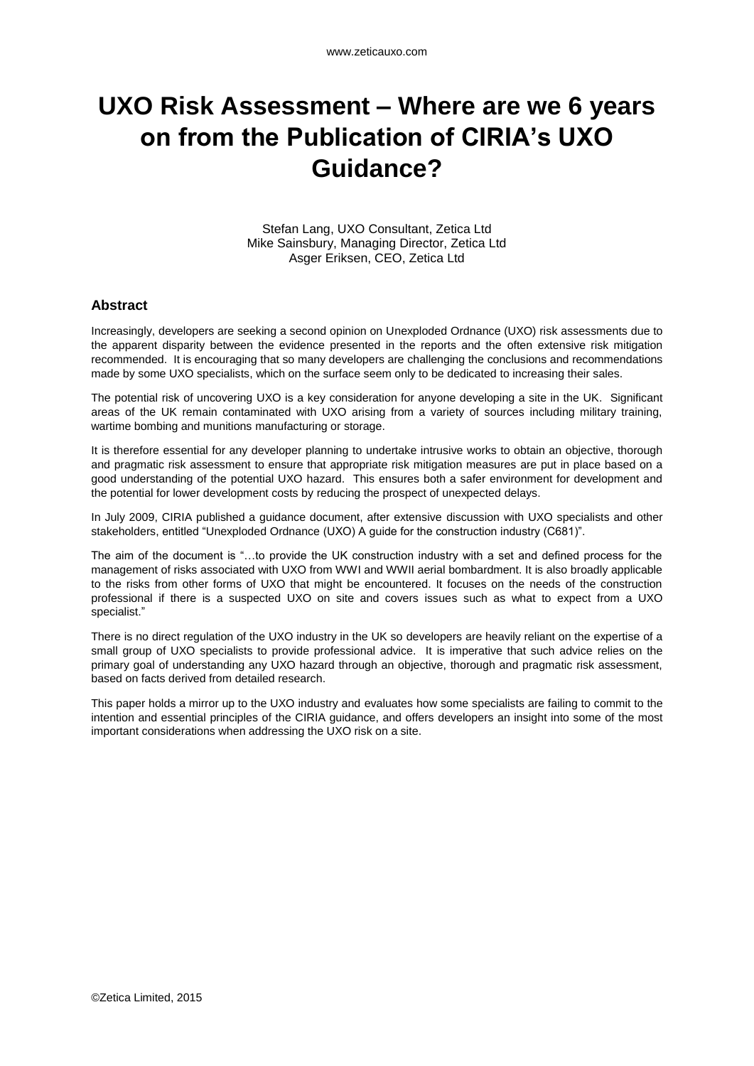# UXO Risk Assessment – Where are we 6 years on from the Publication of CIRIA's UXO Guidance?

Stefan Lang, UXO Consultant, Zetica Ltd
Mike Sainsbury, Managing Director, Zetica Ltd
Asger Eriksen, CEO, Zetica Ltd

## Abstract

Increasingly, developers are seeking a second opinion on Unexploded Ordnance (UXO) risk assessments due to the apparent disparity between the evidence presented in the reports and the often extensive risk mitigation recommended. It is encouraging that so many developers are challenging the conclusions and recommendations made by some UXO specialists, which on the surface seem only to be dedicated to increasing their sales.

The potential risk of uncovering UXO is a key consideration for anyone developing a site in the UK. Significant areas of the UK remain contaminated with UXO arising from a variety of sources including military training, wartime bombing and munitions manufacturing or storage.

It is therefore essential for any developer planning to undertake intrusive works to obtain an objective, thorough and pragmatic risk assessment to ensure that appropriate risk mitigation measures are put in place based on a good understanding of the potential UXO hazard. This ensures both a safer environment for development and the potential for lower development costs by reducing the prospect of unexpected delays.

In July 2009, CIRIA published a guidance document, after extensive discussion with UXO specialists and other stakeholders, entitled "Unexploded Ordnance (UXO) A guide for the construction industry (C681)".

The aim of the document is "…to provide the UK construction industry with a set and defined process for the management of risks associated with UXO from WWI and WWII aerial bombardment. It is also broadly applicable to the risks from other forms of UXO that might be encountered. It focuses on the needs of the construction professional if there is a suspected UXO on site and covers issues such as what to expect from a UXO specialist."

There is no direct regulation of the UXO industry in the UK so developers are heavily reliant on the expertise of a small group of UXO specialists to provide professional advice. It is imperative that such advice relies on the primary goal of understanding any UXO hazard through an objective, thorough and pragmatic risk assessment, based on facts derived from detailed research.

This paper holds a mirror up to the UXO industry and evaluates how some specialists are failing to commit to the intention and essential principles of the CIRIA guidance, and offers developers an insight into some of the most important considerations when addressing the UXO risk on a site.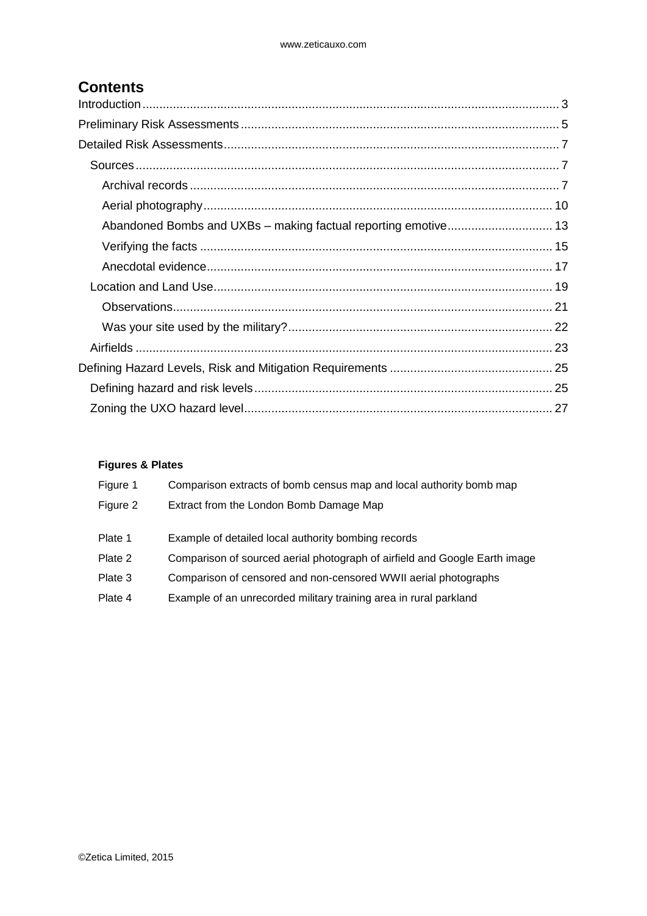# Contents

- Introduction ........ 3
- Preliminary Risk Assessments ........ 5
- Detailed Risk Assessments ........ 7
  - Sources ........ 7
    - Archival records ........ 7
    - Aerial photography ........ 10
    - Abandoned Bombs and UXBs – making factual reporting emotive ........ 13
    - Verifying the facts ........ 15
    - Anecdotal evidence ........ 17
  - Location and Land Use ........ 19
    - Observations ........ 21
    - Was your site used by the military? ........ 22
  - Airfields ........ 23
- Defining Hazard Levels, Risk and Mitigation Requirements ........ 25
  - Defining hazard and risk levels ........ 25
  - Zoning the UXO hazard level ........ 27

**Figures & Plates**

| | |
|---|---|
| Figure 1 | Comparison extracts of bomb census map and local authority bomb map |
| Figure 2 | Extract from the London Bomb Damage Map |
| Plate 1 | Example of detailed local authority bombing records |
| Plate 2 | Comparison of sourced aerial photograph of airfield and Google Earth image |
| Plate 3 | Comparison of censored and non-censored WWII aerial photographs |
| Plate 4 | Example of an unrecorded military training area in rural parkland |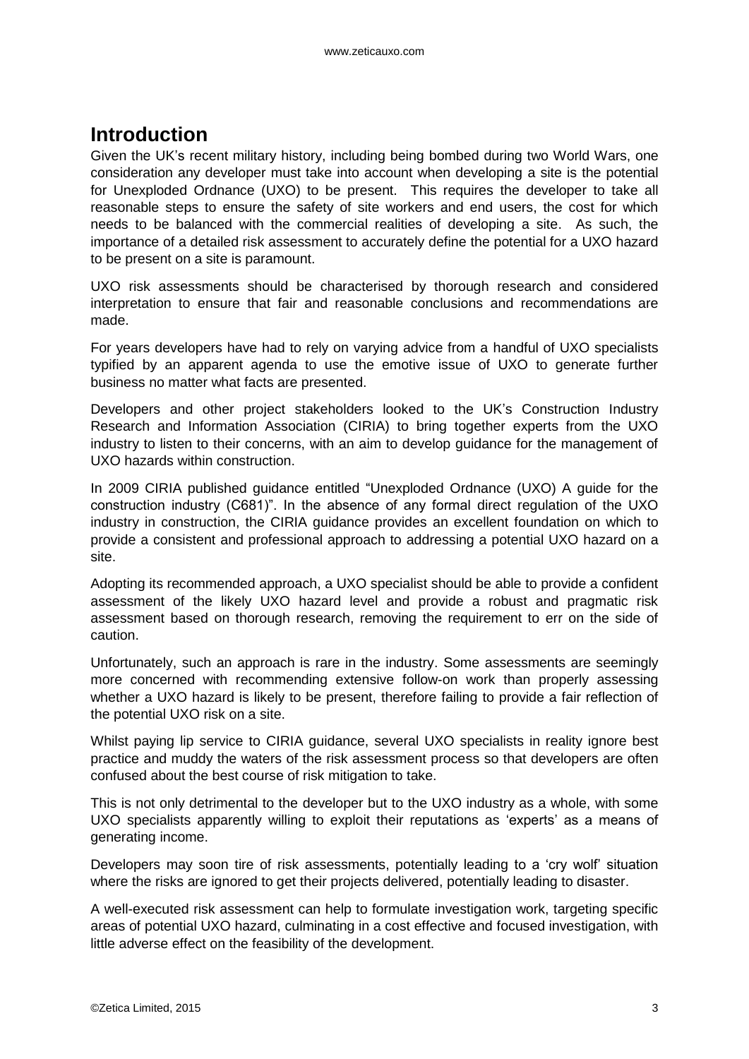## Introduction

Given the UK's recent military history, including being bombed during two World Wars, one consideration any developer must take into account when developing a site is the potential for Unexploded Ordnance (UXO) to be present. This requires the developer to take all reasonable steps to ensure the safety of site workers and end users, the cost for which needs to be balanced with the commercial realities of developing a site. As such, the importance of a detailed risk assessment to accurately define the potential for a UXO hazard to be present on a site is paramount.

UXO risk assessments should be characterised by thorough research and considered interpretation to ensure that fair and reasonable conclusions and recommendations are made.

For years developers have had to rely on varying advice from a handful of UXO specialists typified by an apparent agenda to use the emotive issue of UXO to generate further business no matter what facts are presented.

Developers and other project stakeholders looked to the UK's Construction Industry Research and Information Association (CIRIA) to bring together experts from the UXO industry to listen to their concerns, with an aim to develop guidance for the management of UXO hazards within construction.

In 2009 CIRIA published guidance entitled "Unexploded Ordnance (UXO) A guide for the construction industry (C681)". In the absence of any formal direct regulation of the UXO industry in construction, the CIRIA guidance provides an excellent foundation on which to provide a consistent and professional approach to addressing a potential UXO hazard on a site.

Adopting its recommended approach, a UXO specialist should be able to provide a confident assessment of the likely UXO hazard level and provide a robust and pragmatic risk assessment based on thorough research, removing the requirement to err on the side of caution.

Unfortunately, such an approach is rare in the industry. Some assessments are seemingly more concerned with recommending extensive follow-on work than properly assessing whether a UXO hazard is likely to be present, therefore failing to provide a fair reflection of the potential UXO risk on a site.

Whilst paying lip service to CIRIA guidance, several UXO specialists in reality ignore best practice and muddy the waters of the risk assessment process so that developers are often confused about the best course of risk mitigation to take.

This is not only detrimental to the developer but to the UXO industry as a whole, with some UXO specialists apparently willing to exploit their reputations as 'experts' as a means of generating income.

Developers may soon tire of risk assessments, potentially leading to a 'cry wolf' situation where the risks are ignored to get their projects delivered, potentially leading to disaster.

A well-executed risk assessment can help to formulate investigation work, targeting specific areas of potential UXO hazard, culminating in a cost effective and focused investigation, with little adverse effect on the feasibility of the development.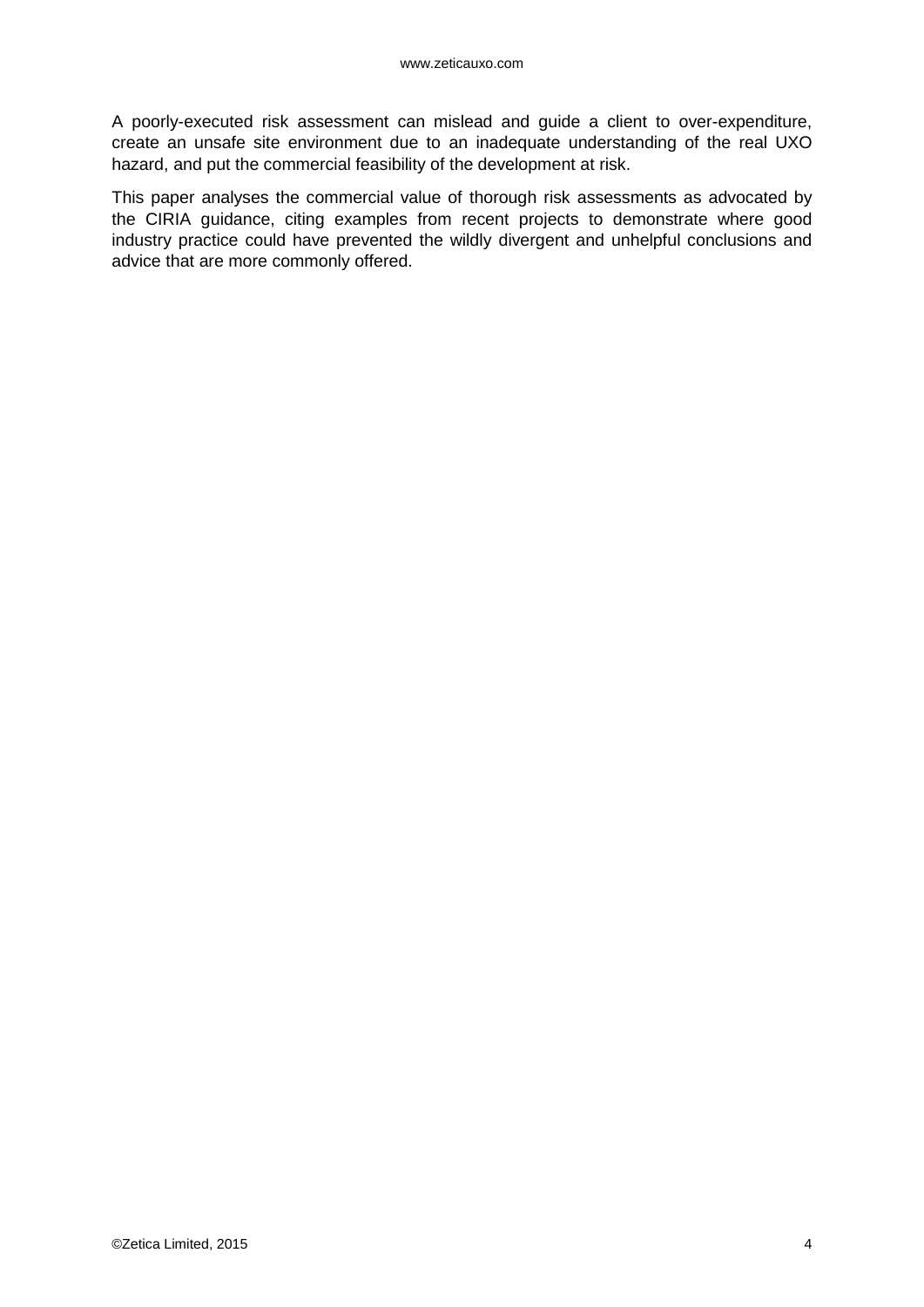A poorly-executed risk assessment can mislead and guide a client to over-expenditure, create an unsafe site environment due to an inadequate understanding of the real UXO hazard, and put the commercial feasibility of the development at risk.

This paper analyses the commercial value of thorough risk assessments as advocated by the CIRIA guidance, citing examples from recent projects to demonstrate where good industry practice could have prevented the wildly divergent and unhelpful conclusions and advice that are more commonly offered.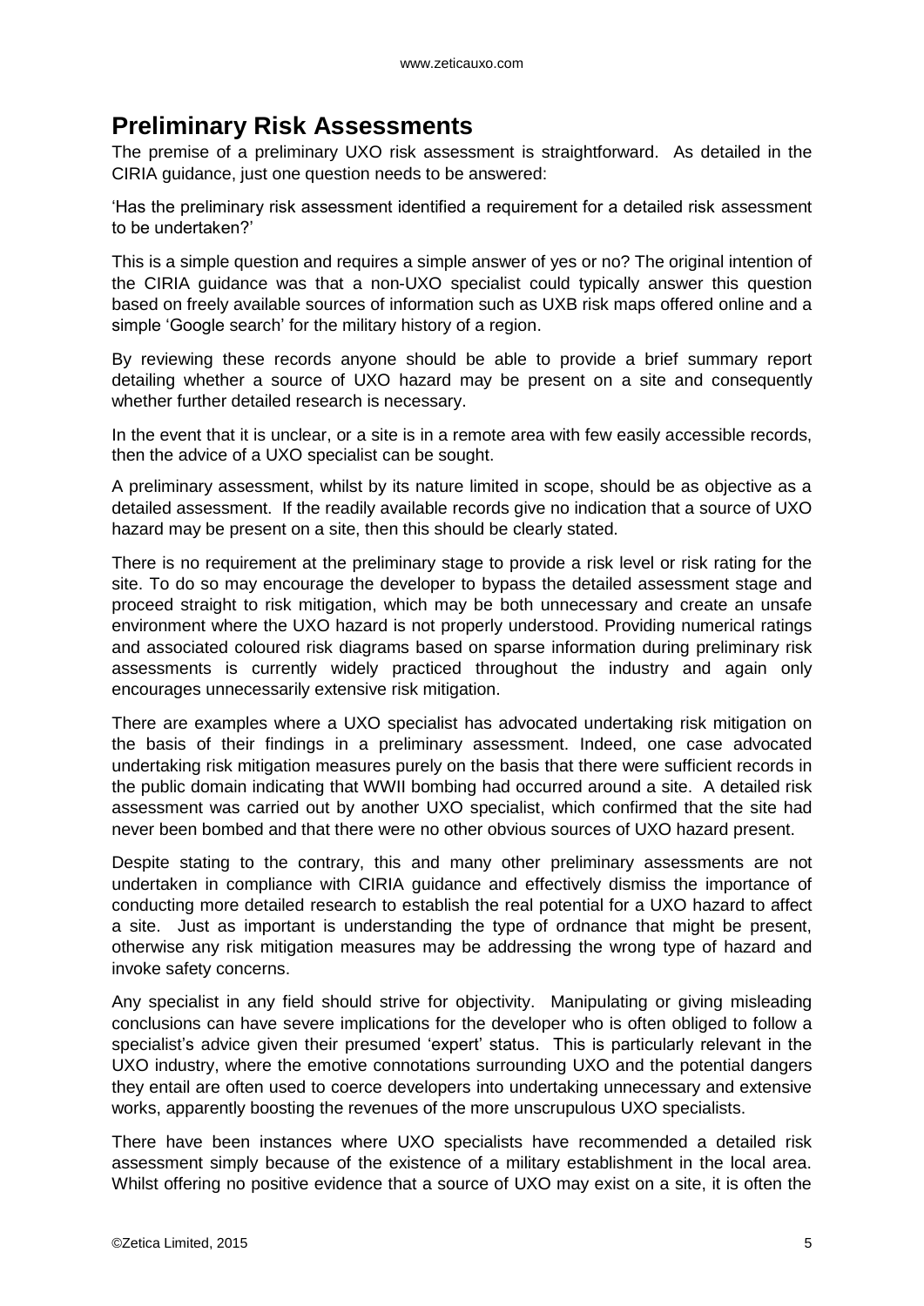## Preliminary Risk Assessments

The premise of a preliminary UXO risk assessment is straightforward. As detailed in the CIRIA guidance, just one question needs to be answered:

'Has the preliminary risk assessment identified a requirement for a detailed risk assessment to be undertaken?'

This is a simple question and requires a simple answer of yes or no? The original intention of the CIRIA guidance was that a non-UXO specialist could typically answer this question based on freely available sources of information such as UXB risk maps offered online and a simple 'Google search' for the military history of a region.

By reviewing these records anyone should be able to provide a brief summary report detailing whether a source of UXO hazard may be present on a site and consequently whether further detailed research is necessary.

In the event that it is unclear, or a site is in a remote area with few easily accessible records, then the advice of a UXO specialist can be sought.

A preliminary assessment, whilst by its nature limited in scope, should be as objective as a detailed assessment. If the readily available records give no indication that a source of UXO hazard may be present on a site, then this should be clearly stated.

There is no requirement at the preliminary stage to provide a risk level or risk rating for the site. To do so may encourage the developer to bypass the detailed assessment stage and proceed straight to risk mitigation, which may be both unnecessary and create an unsafe environment where the UXO hazard is not properly understood. Providing numerical ratings and associated coloured risk diagrams based on sparse information during preliminary risk assessments is currently widely practiced throughout the industry and again only encourages unnecessarily extensive risk mitigation.

There are examples where a UXO specialist has advocated undertaking risk mitigation on the basis of their findings in a preliminary assessment. Indeed, one case advocated undertaking risk mitigation measures purely on the basis that there were sufficient records in the public domain indicating that WWII bombing had occurred around a site. A detailed risk assessment was carried out by another UXO specialist, which confirmed that the site had never been bombed and that there were no other obvious sources of UXO hazard present.

Despite stating to the contrary, this and many other preliminary assessments are not undertaken in compliance with CIRIA guidance and effectively dismiss the importance of conducting more detailed research to establish the real potential for a UXO hazard to affect a site. Just as important is understanding the type of ordnance that might be present, otherwise any risk mitigation measures may be addressing the wrong type of hazard and invoke safety concerns.

Any specialist in any field should strive for objectivity. Manipulating or giving misleading conclusions can have severe implications for the developer who is often obliged to follow a specialist's advice given their presumed 'expert' status. This is particularly relevant in the UXO industry, where the emotive connotations surrounding UXO and the potential dangers they entail are often used to coerce developers into undertaking unnecessary and extensive works, apparently boosting the revenues of the more unscrupulous UXO specialists.

There have been instances where UXO specialists have recommended a detailed risk assessment simply because of the existence of a military establishment in the local area. Whilst offering no positive evidence that a source of UXO may exist on a site, it is often the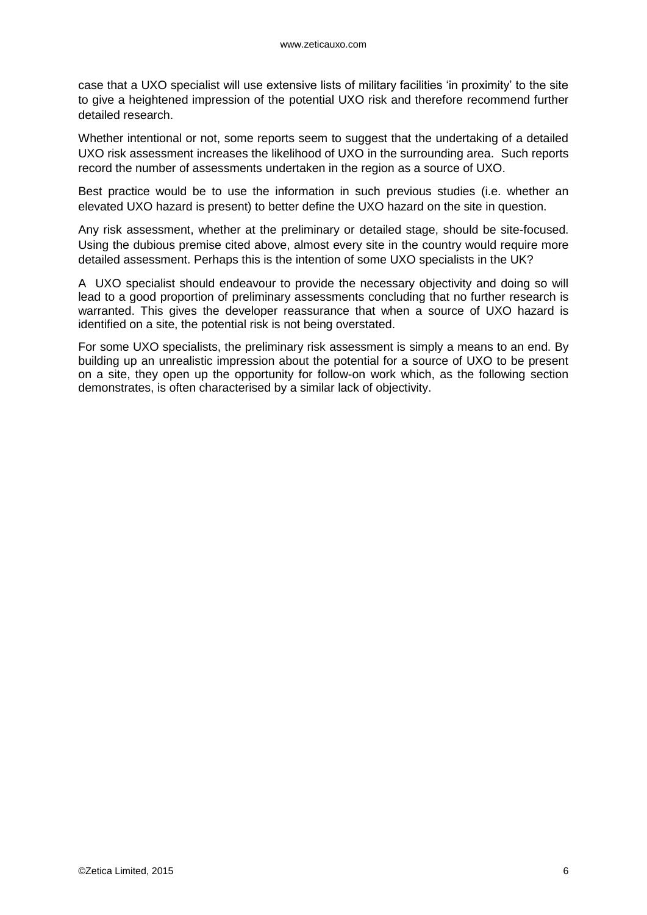case that a UXO specialist will use extensive lists of military facilities 'in proximity' to the site to give a heightened impression of the potential UXO risk and therefore recommend further detailed research.

Whether intentional or not, some reports seem to suggest that the undertaking of a detailed UXO risk assessment increases the likelihood of UXO in the surrounding area. Such reports record the number of assessments undertaken in the region as a source of UXO.

Best practice would be to use the information in such previous studies (i.e. whether an elevated UXO hazard is present) to better define the UXO hazard on the site in question.

Any risk assessment, whether at the preliminary or detailed stage, should be site-focused. Using the dubious premise cited above, almost every site in the country would require more detailed assessment. Perhaps this is the intention of some UXO specialists in the UK?

A UXO specialist should endeavour to provide the necessary objectivity and doing so will lead to a good proportion of preliminary assessments concluding that no further research is warranted. This gives the developer reassurance that when a source of UXO hazard is identified on a site, the potential risk is not being overstated.

For some UXO specialists, the preliminary risk assessment is simply a means to an end. By building up an unrealistic impression about the potential for a source of UXO to be present on a site, they open up the opportunity for follow-on work which, as the following section demonstrates, is often characterised by a similar lack of objectivity.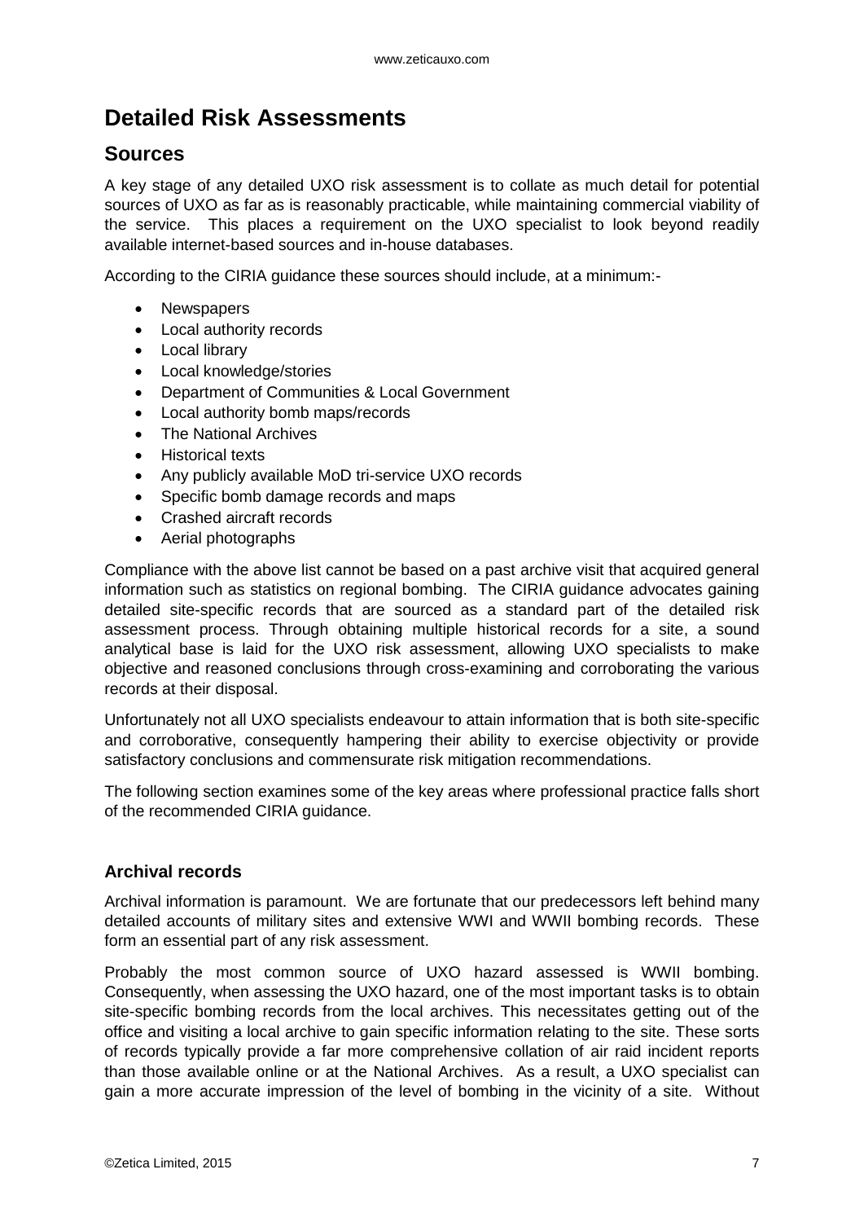# Detailed Risk Assessments

## Sources

A key stage of any detailed UXO risk assessment is to collate as much detail for potential sources of UXO as far as is reasonably practicable, while maintaining commercial viability of the service. This places a requirement on the UXO specialist to look beyond readily available internet-based sources and in-house databases.

According to the CIRIA guidance these sources should include, at a minimum:-

- Newspapers
- Local authority records
- Local library
- Local knowledge/stories
- Department of Communities & Local Government
- Local authority bomb maps/records
- The National Archives
- Historical texts
- Any publicly available MoD tri-service UXO records
- Specific bomb damage records and maps
- Crashed aircraft records
- Aerial photographs

Compliance with the above list cannot be based on a past archive visit that acquired general information such as statistics on regional bombing. The CIRIA guidance advocates gaining detailed site-specific records that are sourced as a standard part of the detailed risk assessment process. Through obtaining multiple historical records for a site, a sound analytical base is laid for the UXO risk assessment, allowing UXO specialists to make objective and reasoned conclusions through cross-examining and corroborating the various records at their disposal.

Unfortunately not all UXO specialists endeavour to attain information that is both site-specific and corroborative, consequently hampering their ability to exercise objectivity or provide satisfactory conclusions and commensurate risk mitigation recommendations.

The following section examines some of the key areas where professional practice falls short of the recommended CIRIA guidance.

### Archival records

Archival information is paramount. We are fortunate that our predecessors left behind many detailed accounts of military sites and extensive WWI and WWII bombing records. These form an essential part of any risk assessment.

Probably the most common source of UXO hazard assessed is WWII bombing. Consequently, when assessing the UXO hazard, one of the most important tasks is to obtain site-specific bombing records from the local archives. This necessitates getting out of the office and visiting a local archive to gain specific information relating to the site. These sorts of records typically provide a far more comprehensive collation of air raid incident reports than those available online or at the National Archives. As a result, a UXO specialist can gain a more accurate impression of the level of bombing in the vicinity of a site. Without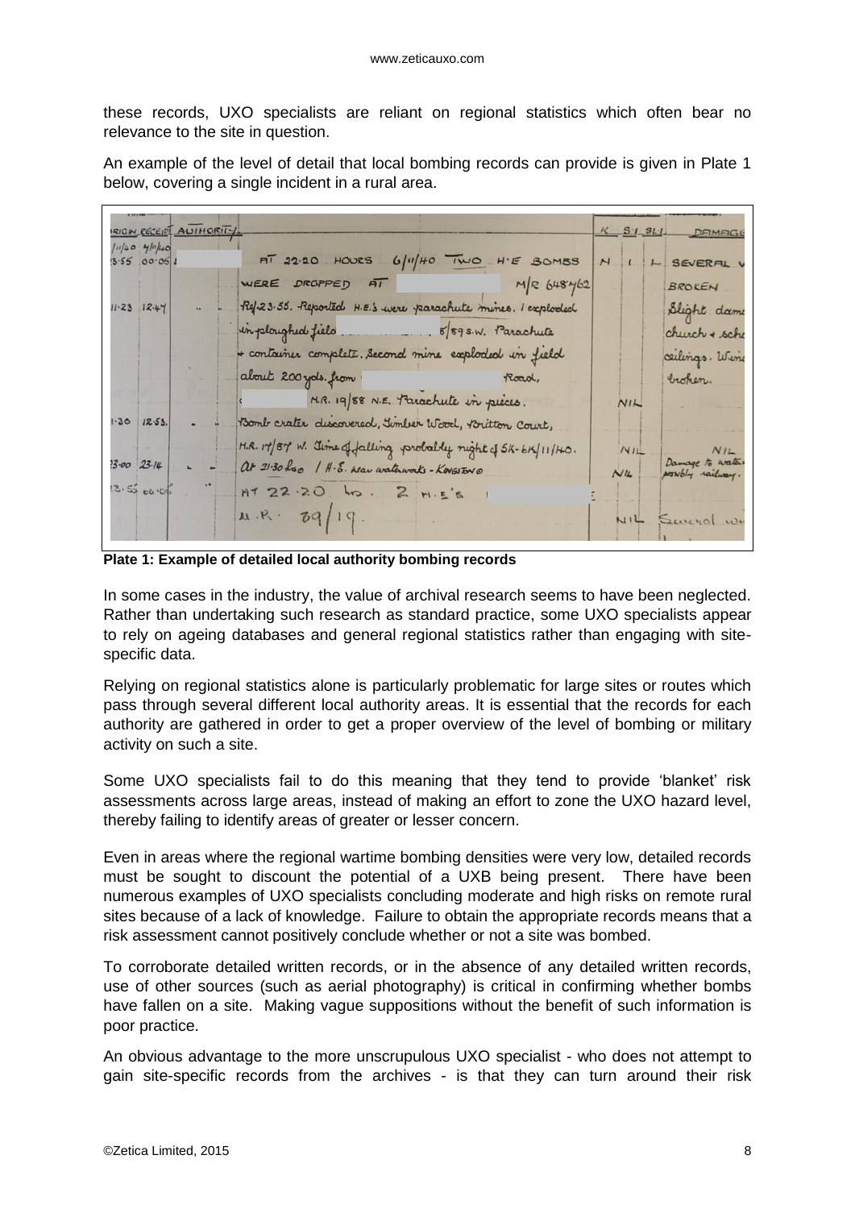these records, UXO specialists are reliant on regional statistics which often bear no relevance to the site in question.

An example of the level of detail that local bombing records can provide is given in Plate 1 below, covering a single incident in a rural area.

**Plate 1: Example of detailed local authority bombing records**

In some cases in the industry, the value of archival research seems to have been neglected. Rather than undertaking such research as standard practice, some UXO specialists appear to rely on ageing databases and general regional statistics rather than engaging with site-specific data.

Relying on regional statistics alone is particularly problematic for large sites or routes which pass through several different local authority areas. It is essential that the records for each authority are gathered in order to get a proper overview of the level of bombing or military activity on such a site.

Some UXO specialists fail to do this meaning that they tend to provide 'blanket' risk assessments across large areas, instead of making an effort to zone the UXO hazard level, thereby failing to identify areas of greater or lesser concern.

Even in areas where the regional wartime bombing densities were very low, detailed records must be sought to discount the potential of a UXB being present. There have been numerous examples of UXO specialists concluding moderate and high risks on remote rural sites because of a lack of knowledge. Failure to obtain the appropriate records means that a risk assessment cannot positively conclude whether or not a site was bombed.

To corroborate detailed written records, or in the absence of any detailed written records, use of other sources (such as aerial photography) is critical in confirming whether bombs have fallen on a site. Making vague suppositions without the benefit of such information is poor practice.

An obvious advantage to the more unscrupulous UXO specialist - who does not attempt to gain site-specific records from the archives - is that they can turn around their risk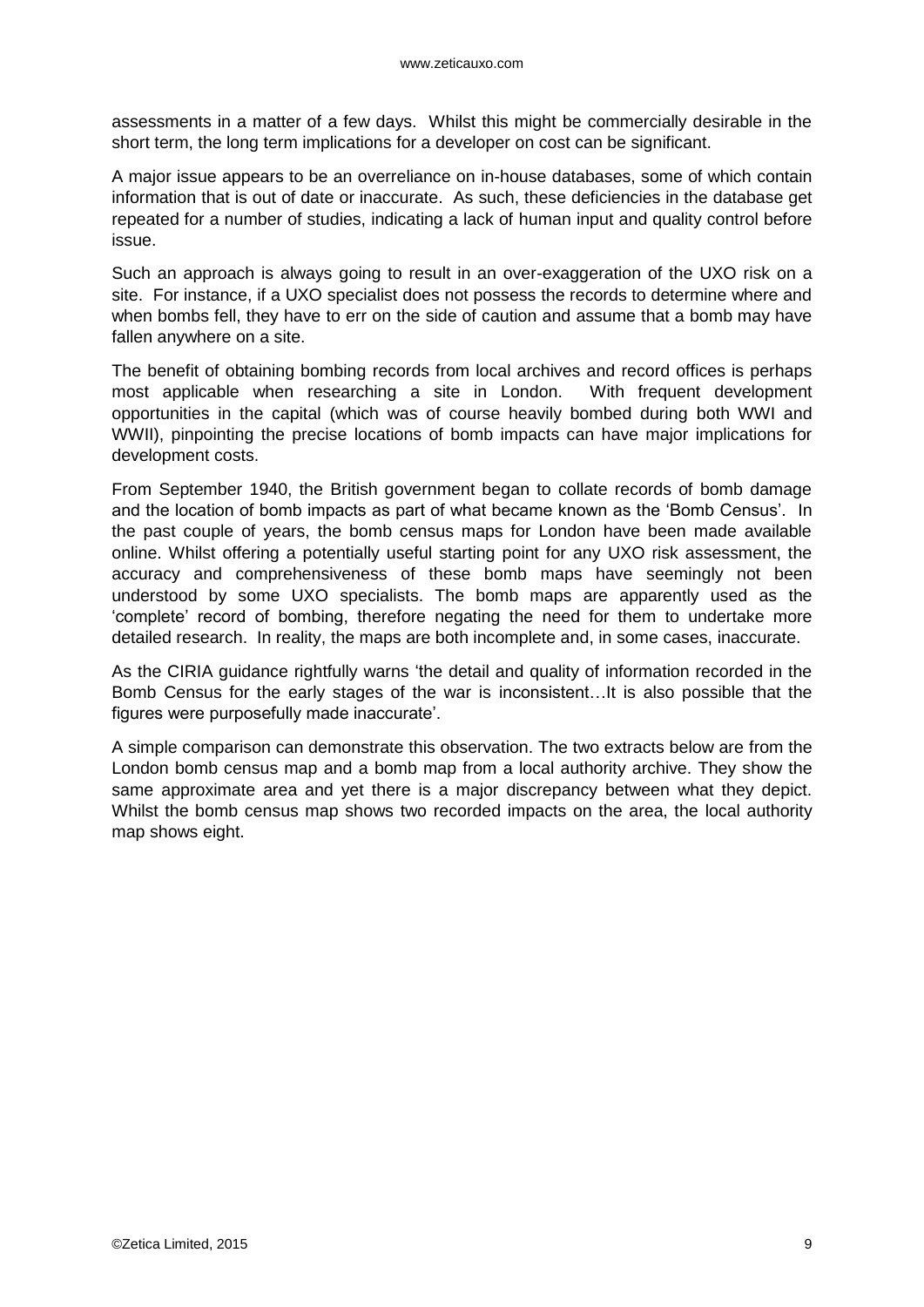assessments in a matter of a few days. Whilst this might be commercially desirable in the short term, the long term implications for a developer on cost can be significant.

A major issue appears to be an overreliance on in-house databases, some of which contain information that is out of date or inaccurate. As such, these deficiencies in the database get repeated for a number of studies, indicating a lack of human input and quality control before issue.

Such an approach is always going to result in an over-exaggeration of the UXO risk on a site. For instance, if a UXO specialist does not possess the records to determine where and when bombs fell, they have to err on the side of caution and assume that a bomb may have fallen anywhere on a site.

The benefit of obtaining bombing records from local archives and record offices is perhaps most applicable when researching a site in London. With frequent development opportunities in the capital (which was of course heavily bombed during both WWI and WWII), pinpointing the precise locations of bomb impacts can have major implications for development costs.

From September 1940, the British government began to collate records of bomb damage and the location of bomb impacts as part of what became known as the 'Bomb Census'. In the past couple of years, the bomb census maps for London have been made available online. Whilst offering a potentially useful starting point for any UXO risk assessment, the accuracy and comprehensiveness of these bomb maps have seemingly not been understood by some UXO specialists. The bomb maps are apparently used as the 'complete' record of bombing, therefore negating the need for them to undertake more detailed research. In reality, the maps are both incomplete and, in some cases, inaccurate.

As the CIRIA guidance rightfully warns 'the detail and quality of information recorded in the Bomb Census for the early stages of the war is inconsistent…It is also possible that the figures were purposefully made inaccurate'.

A simple comparison can demonstrate this observation. The two extracts below are from the London bomb census map and a bomb map from a local authority archive. They show the same approximate area and yet there is a major discrepancy between what they depict. Whilst the bomb census map shows two recorded impacts on the area, the local authority map shows eight.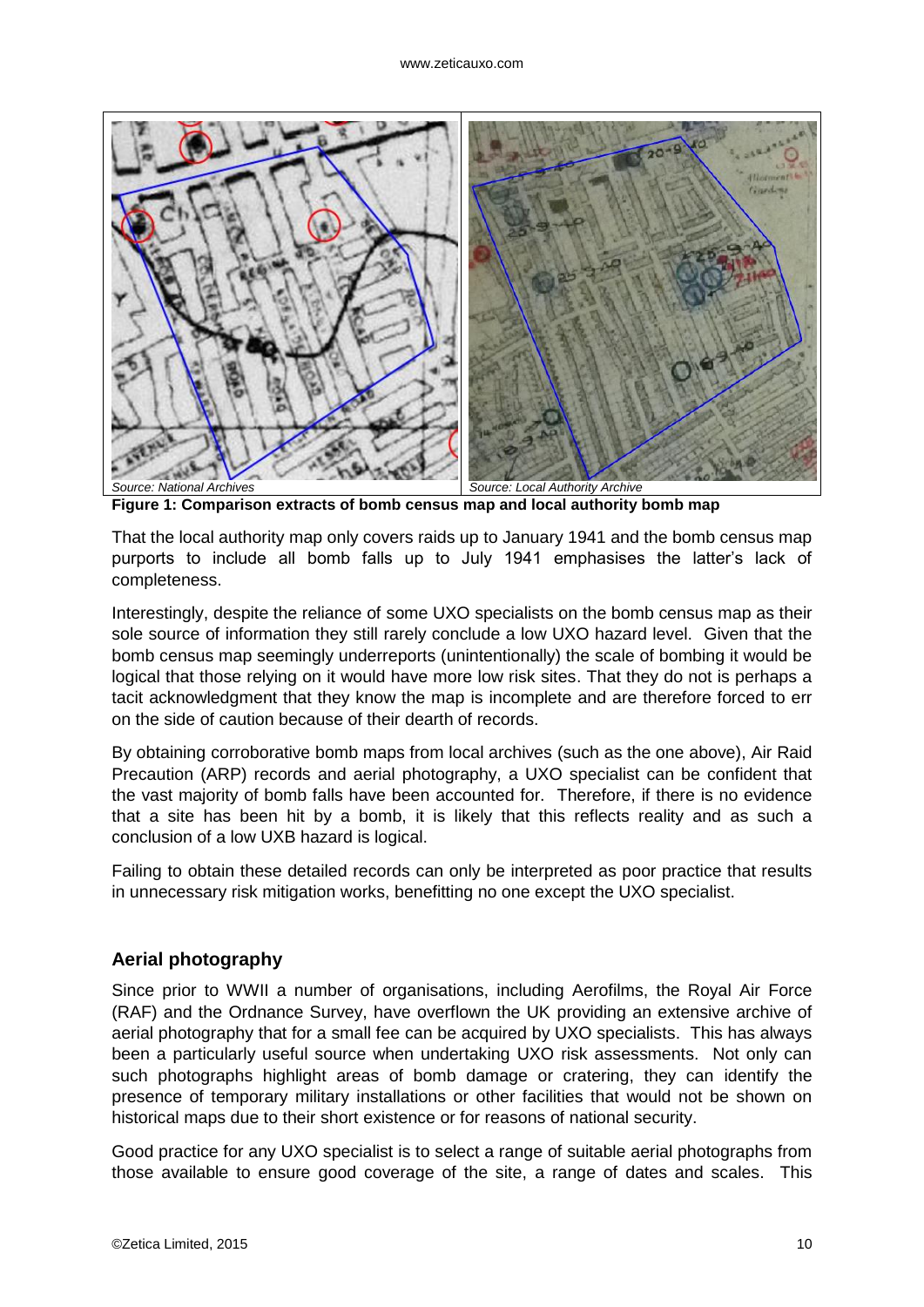Source: National Archives

Source: Local Authority Archive

**Figure 1: Comparison extracts of bomb census map and local authority bomb map**

That the local authority map only covers raids up to January 1941 and the bomb census map purports to include all bomb falls up to July 1941 emphasises the latter's lack of completeness.

Interestingly, despite the reliance of some UXO specialists on the bomb census map as their sole source of information they still rarely conclude a low UXO hazard level. Given that the bomb census map seemingly underreports (unintentionally) the scale of bombing it would be logical that those relying on it would have more low risk sites. That they do not is perhaps a tacit acknowledgment that they know the map is incomplete and are therefore forced to err on the side of caution because of their dearth of records.

By obtaining corroborative bomb maps from local archives (such as the one above), Air Raid Precaution (ARP) records and aerial photography, a UXO specialist can be confident that the vast majority of bomb falls have been accounted for. Therefore, if there is no evidence that a site has been hit by a bomb, it is likely that this reflects reality and as such a conclusion of a low UXB hazard is logical.

Failing to obtain these detailed records can only be interpreted as poor practice that results in unnecessary risk mitigation works, benefitting no one except the UXO specialist.

## Aerial photography

Since prior to WWII a number of organisations, including Aerofilms, the Royal Air Force (RAF) and the Ordnance Survey, have overflown the UK providing an extensive archive of aerial photography that for a small fee can be acquired by UXO specialists. This has always been a particularly useful source when undertaking UXO risk assessments. Not only can such photographs highlight areas of bomb damage or cratering, they can identify the presence of temporary military installations or other facilities that would not be shown on historical maps due to their short existence or for reasons of national security.

Good practice for any UXO specialist is to select a range of suitable aerial photographs from those available to ensure good coverage of the site, a range of dates and scales. This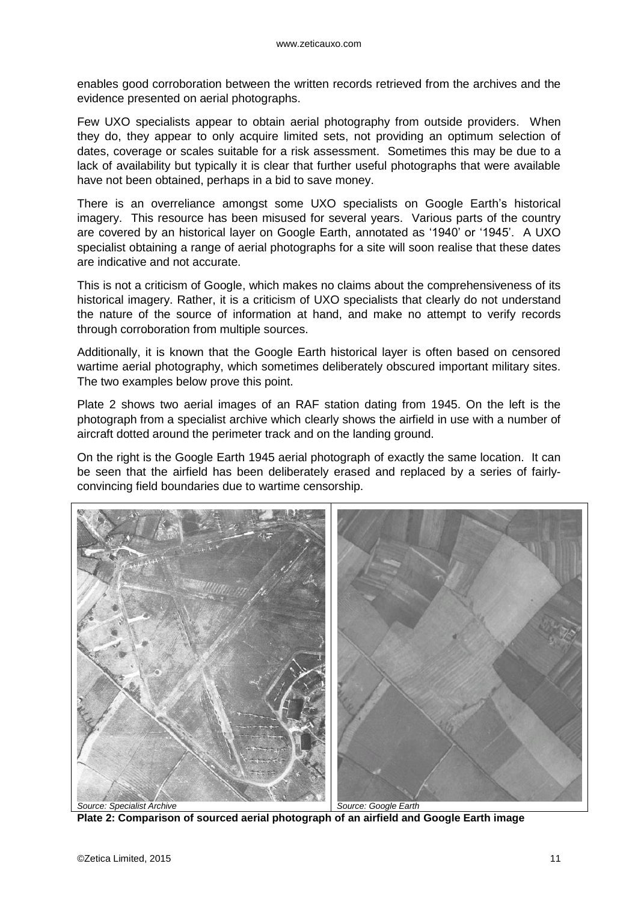enables good corroboration between the written records retrieved from the archives and the evidence presented on aerial photographs.

Few UXO specialists appear to obtain aerial photography from outside providers. When they do, they appear to only acquire limited sets, not providing an optimum selection of dates, coverage or scales suitable for a risk assessment. Sometimes this may be due to a lack of availability but typically it is clear that further useful photographs that were available have not been obtained, perhaps in a bid to save money.

There is an overreliance amongst some UXO specialists on Google Earth's historical imagery. This resource has been misused for several years. Various parts of the country are covered by an historical layer on Google Earth, annotated as '1940' or '1945'. A UXO specialist obtaining a range of aerial photographs for a site will soon realise that these dates are indicative and not accurate.

This is not a criticism of Google, which makes no claims about the comprehensiveness of its historical imagery. Rather, it is a criticism of UXO specialists that clearly do not understand the nature of the source of information at hand, and make no attempt to verify records through corroboration from multiple sources.

Additionally, it is known that the Google Earth historical layer is often based on censored wartime aerial photography, which sometimes deliberately obscured important military sites. The two examples below prove this point.

Plate 2 shows two aerial images of an RAF station dating from 1945. On the left is the photograph from a specialist archive which clearly shows the airfield in use with a number of aircraft dotted around the perimeter track and on the landing ground.

On the right is the Google Earth 1945 aerial photograph of exactly the same location. It can be seen that the airfield has been deliberately erased and replaced by a series of fairly-convincing field boundaries due to wartime censorship.

*Source: Specialist Archive* | *Source: Google Earth*

**Plate 2: Comparison of sourced aerial photograph of an airfield and Google Earth image**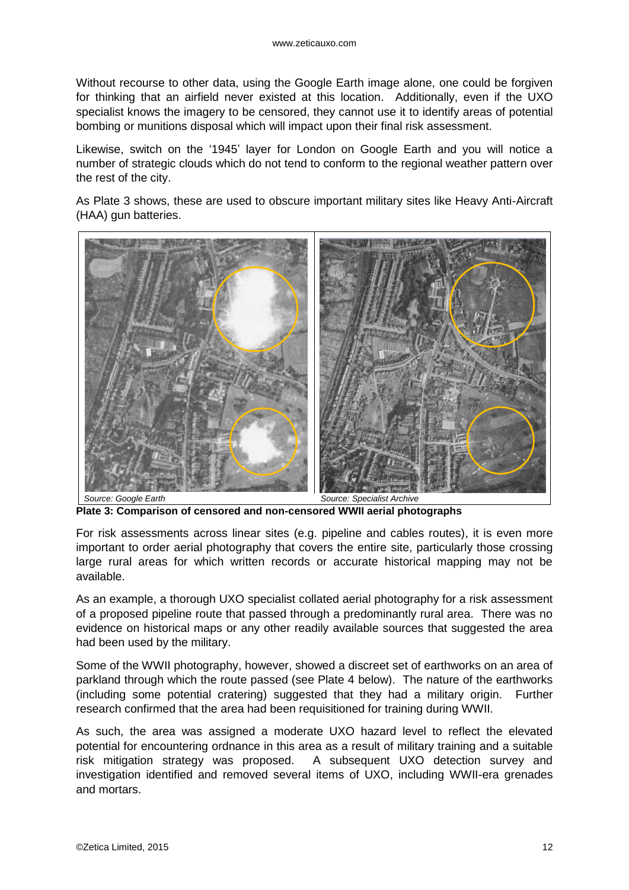Without recourse to other data, using the Google Earth image alone, one could be forgiven for thinking that an airfield never existed at this location. Additionally, even if the UXO specialist knows the imagery to be censored, they cannot use it to identify areas of potential bombing or munitions disposal which will impact upon their final risk assessment.

Likewise, switch on the '1945' layer for London on Google Earth and you will notice a number of strategic clouds which do not tend to conform to the regional weather pattern over the rest of the city.

As Plate 3 shows, these are used to obscure important military sites like Heavy Anti-Aircraft (HAA) gun batteries.

*Source: Google Earth* *Source: Specialist Archive*

**Plate 3: Comparison of censored and non-censored WWII aerial photographs**

For risk assessments across linear sites (e.g. pipeline and cables routes), it is even more important to order aerial photography that covers the entire site, particularly those crossing large rural areas for which written records or accurate historical mapping may not be available.

As an example, a thorough UXO specialist collated aerial photography for a risk assessment of a proposed pipeline route that passed through a predominantly rural area. There was no evidence on historical maps or any other readily available sources that suggested the area had been used by the military.

Some of the WWII photography, however, showed a discreet set of earthworks on an area of parkland through which the route passed (see Plate 4 below). The nature of the earthworks (including some potential cratering) suggested that they had a military origin. Further research confirmed that the area had been requisitioned for training during WWII.

As such, the area was assigned a moderate UXO hazard level to reflect the elevated potential for encountering ordnance in this area as a result of military training and a suitable risk mitigation strategy was proposed. A subsequent UXO detection survey and investigation identified and removed several items of UXO, including WWII-era grenades and mortars.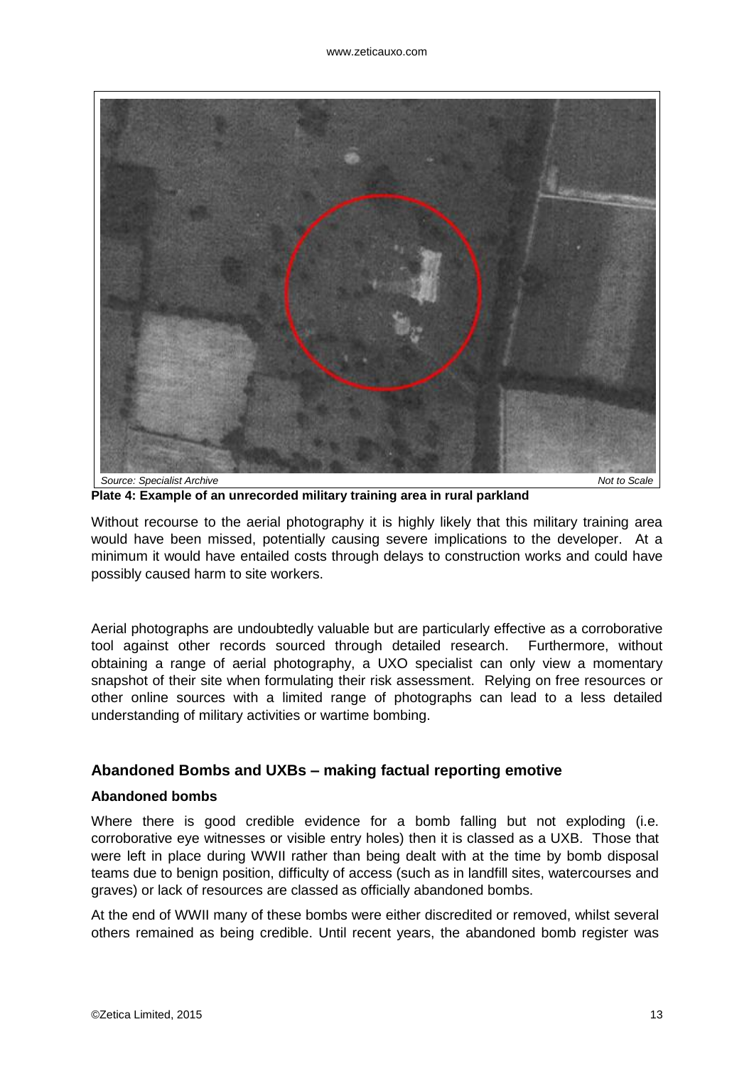Source: Specialist Archive | Not to Scale

**Plate 4: Example of an unrecorded military training area in rural parkland**

Without recourse to the aerial photography it is highly likely that this military training area would have been missed, potentially causing severe implications to the developer. At a minimum it would have entailed costs through delays to construction works and could have possibly caused harm to site workers.

Aerial photographs are undoubtedly valuable but are particularly effective as a corroborative tool against other records sourced through detailed research. Furthermore, without obtaining a range of aerial photography, a UXO specialist can only view a momentary snapshot of their site when formulating their risk assessment. Relying on free resources or other online sources with a limited range of photographs can lead to a less detailed understanding of military activities or wartime bombing.

## Abandoned Bombs and UXBs – making factual reporting emotive

### Abandoned bombs

Where there is good credible evidence for a bomb falling but not exploding (i.e. corroborative eye witnesses or visible entry holes) then it is classed as a UXB. Those that were left in place during WWII rather than being dealt with at the time by bomb disposal teams due to benign position, difficulty of access (such as in landfill sites, watercourses and graves) or lack of resources are classed as officially abandoned bombs.

At the end of WWII many of these bombs were either discredited or removed, whilst several others remained as being credible. Until recent years, the abandoned bomb register was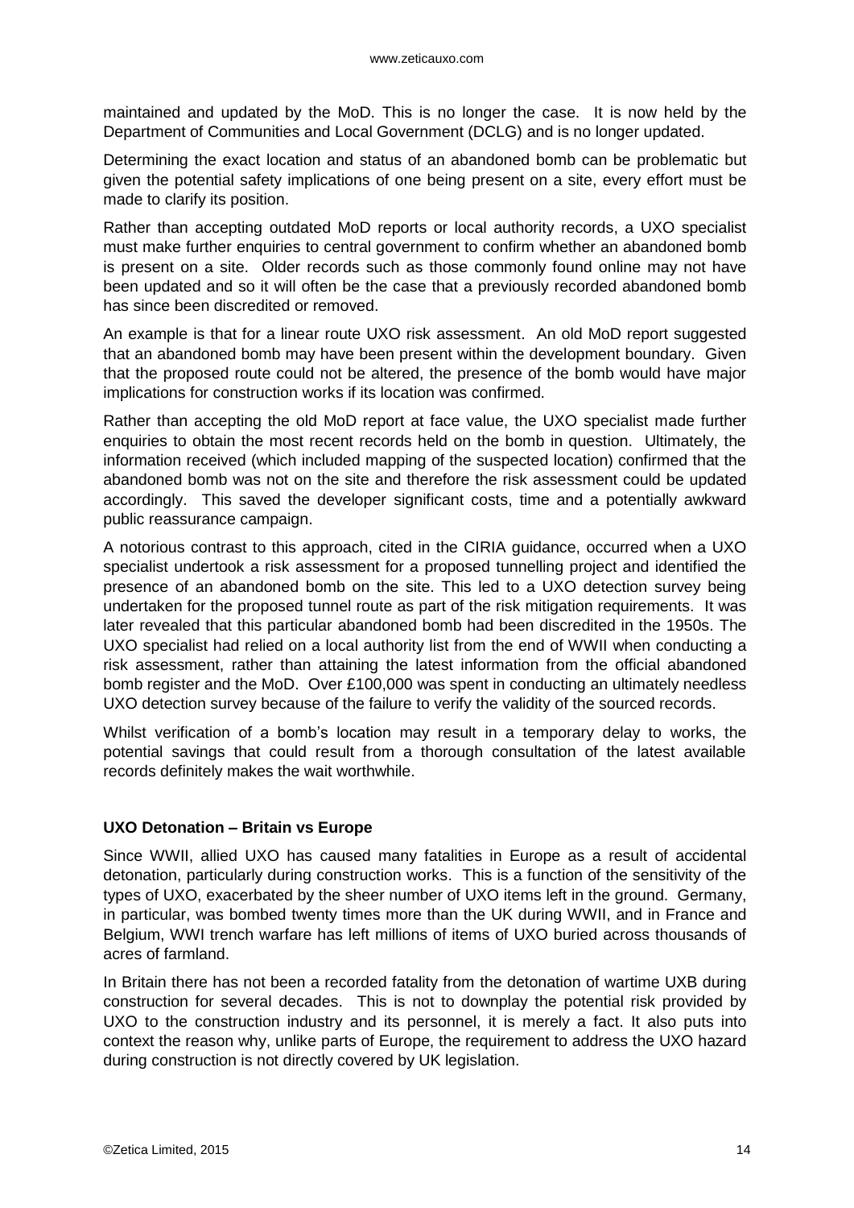maintained and updated by the MoD. This is no longer the case. It is now held by the Department of Communities and Local Government (DCLG) and is no longer updated.

Determining the exact location and status of an abandoned bomb can be problematic but given the potential safety implications of one being present on a site, every effort must be made to clarify its position.

Rather than accepting outdated MoD reports or local authority records, a UXO specialist must make further enquiries to central government to confirm whether an abandoned bomb is present on a site. Older records such as those commonly found online may not have been updated and so it will often be the case that a previously recorded abandoned bomb has since been discredited or removed.

An example is that for a linear route UXO risk assessment. An old MoD report suggested that an abandoned bomb may have been present within the development boundary. Given that the proposed route could not be altered, the presence of the bomb would have major implications for construction works if its location was confirmed.

Rather than accepting the old MoD report at face value, the UXO specialist made further enquiries to obtain the most recent records held on the bomb in question. Ultimately, the information received (which included mapping of the suspected location) confirmed that the abandoned bomb was not on the site and therefore the risk assessment could be updated accordingly. This saved the developer significant costs, time and a potentially awkward public reassurance campaign.

A notorious contrast to this approach, cited in the CIRIA guidance, occurred when a UXO specialist undertook a risk assessment for a proposed tunnelling project and identified the presence of an abandoned bomb on the site. This led to a UXO detection survey being undertaken for the proposed tunnel route as part of the risk mitigation requirements. It was later revealed that this particular abandoned bomb had been discredited in the 1950s. The UXO specialist had relied on a local authority list from the end of WWII when conducting a risk assessment, rather than attaining the latest information from the official abandoned bomb register and the MoD. Over £100,000 was spent in conducting an ultimately needless UXO detection survey because of the failure to verify the validity of the sourced records.

Whilst verification of a bomb's location may result in a temporary delay to works, the potential savings that could result from a thorough consultation of the latest available records definitely makes the wait worthwhile.

**UXO Detonation – Britain vs Europe**

Since WWII, allied UXO has caused many fatalities in Europe as a result of accidental detonation, particularly during construction works. This is a function of the sensitivity of the types of UXO, exacerbated by the sheer number of UXO items left in the ground. Germany, in particular, was bombed twenty times more than the UK during WWII, and in France and Belgium, WWI trench warfare has left millions of items of UXO buried across thousands of acres of farmland.

In Britain there has not been a recorded fatality from the detonation of wartime UXB during construction for several decades. This is not to downplay the potential risk provided by UXO to the construction industry and its personnel, it is merely a fact. It also puts into context the reason why, unlike parts of Europe, the requirement to address the UXO hazard during construction is not directly covered by UK legislation.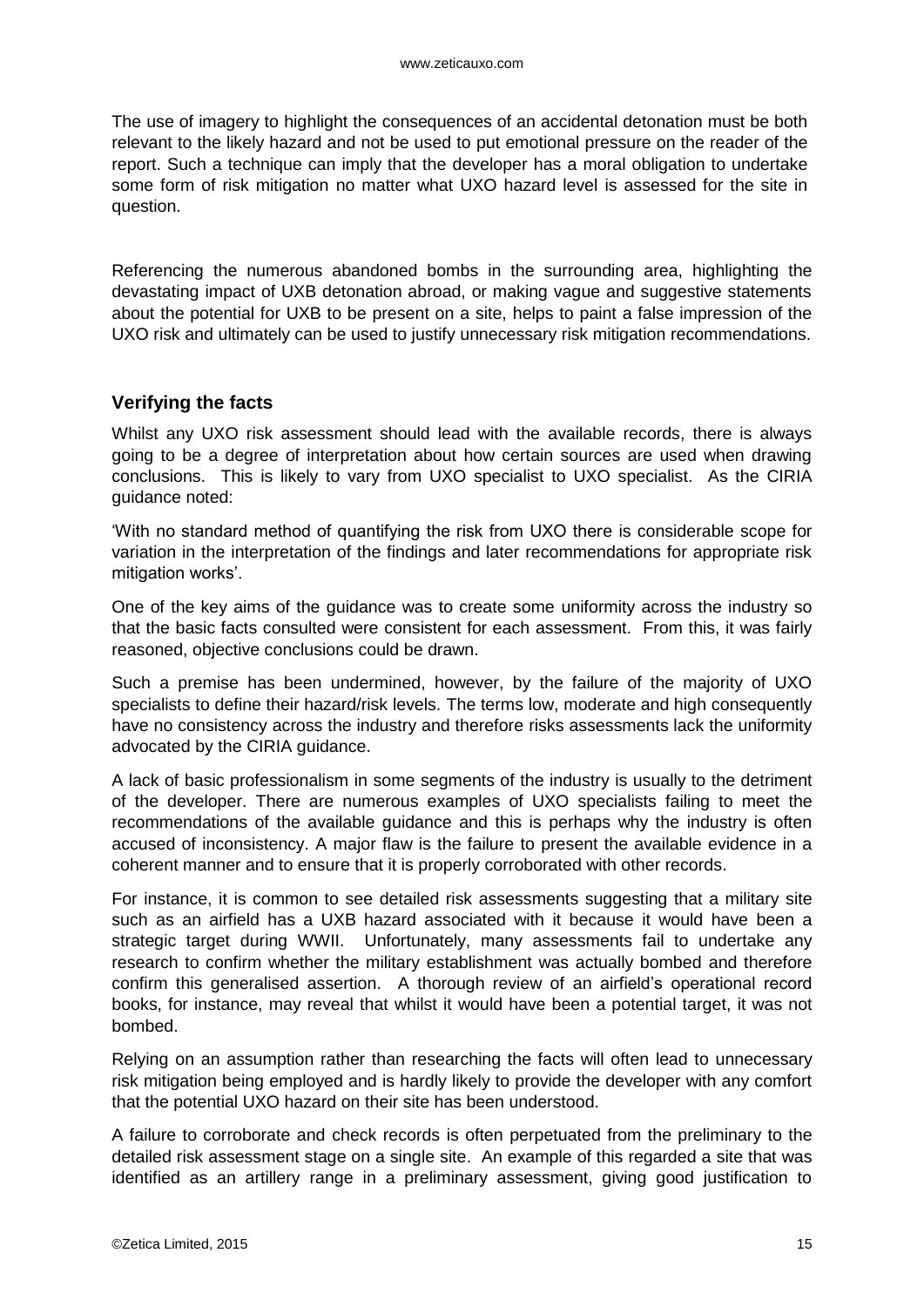The use of imagery to highlight the consequences of an accidental detonation must be both relevant to the likely hazard and not be used to put emotional pressure on the reader of the report. Such a technique can imply that the developer has a moral obligation to undertake some form of risk mitigation no matter what UXO hazard level is assessed for the site in question.

Referencing the numerous abandoned bombs in the surrounding area, highlighting the devastating impact of UXB detonation abroad, or making vague and suggestive statements about the potential for UXB to be present on a site, helps to paint a false impression of the UXO risk and ultimately can be used to justify unnecessary risk mitigation recommendations.

## Verifying the facts

Whilst any UXO risk assessment should lead with the available records, there is always going to be a degree of interpretation about how certain sources are used when drawing conclusions. This is likely to vary from UXO specialist to UXO specialist. As the CIRIA guidance noted:

'With no standard method of quantifying the risk from UXO there is considerable scope for variation in the interpretation of the findings and later recommendations for appropriate risk mitigation works'.

One of the key aims of the guidance was to create some uniformity across the industry so that the basic facts consulted were consistent for each assessment. From this, it was fairly reasoned, objective conclusions could be drawn.

Such a premise has been undermined, however, by the failure of the majority of UXO specialists to define their hazard/risk levels. The terms low, moderate and high consequently have no consistency across the industry and therefore risks assessments lack the uniformity advocated by the CIRIA guidance.

A lack of basic professionalism in some segments of the industry is usually to the detriment of the developer. There are numerous examples of UXO specialists failing to meet the recommendations of the available guidance and this is perhaps why the industry is often accused of inconsistency. A major flaw is the failure to present the available evidence in a coherent manner and to ensure that it is properly corroborated with other records.

For instance, it is common to see detailed risk assessments suggesting that a military site such as an airfield has a UXB hazard associated with it because it would have been a strategic target during WWII. Unfortunately, many assessments fail to undertake any research to confirm whether the military establishment was actually bombed and therefore confirm this generalised assertion. A thorough review of an airfield's operational record books, for instance, may reveal that whilst it would have been a potential target, it was not bombed.

Relying on an assumption rather than researching the facts will often lead to unnecessary risk mitigation being employed and is hardly likely to provide the developer with any comfort that the potential UXO hazard on their site has been understood.

A failure to corroborate and check records is often perpetuated from the preliminary to the detailed risk assessment stage on a single site. An example of this regarded a site that was identified as an artillery range in a preliminary assessment, giving good justification to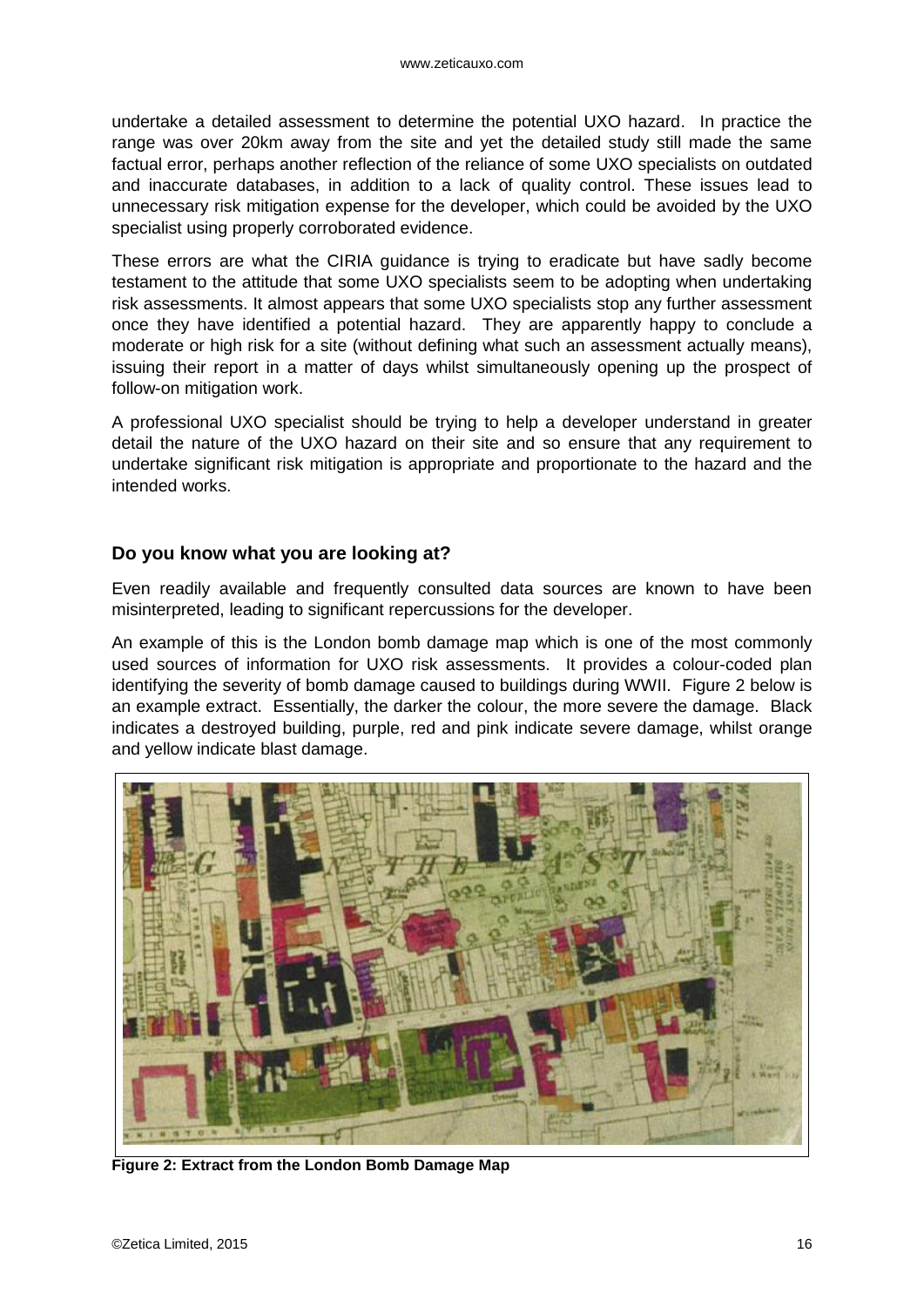undertake a detailed assessment to determine the potential UXO hazard. In practice the range was over 20km away from the site and yet the detailed study still made the same factual error, perhaps another reflection of the reliance of some UXO specialists on outdated and inaccurate databases, in addition to a lack of quality control. These issues lead to unnecessary risk mitigation expense for the developer, which could be avoided by the UXO specialist using properly corroborated evidence.

These errors are what the CIRIA guidance is trying to eradicate but have sadly become testament to the attitude that some UXO specialists seem to be adopting when undertaking risk assessments. It almost appears that some UXO specialists stop any further assessment once they have identified a potential hazard. They are apparently happy to conclude a moderate or high risk for a site (without defining what such an assessment actually means), issuing their report in a matter of days whilst simultaneously opening up the prospect of follow-on mitigation work.

A professional UXO specialist should be trying to help a developer understand in greater detail the nature of the UXO hazard on their site and so ensure that any requirement to undertake significant risk mitigation is appropriate and proportionate to the hazard and the intended works.

### Do you know what you are looking at?

Even readily available and frequently consulted data sources are known to have been misinterpreted, leading to significant repercussions for the developer.

An example of this is the London bomb damage map which is one of the most commonly used sources of information for UXO risk assessments. It provides a colour-coded plan identifying the severity of bomb damage caused to buildings during WWII. Figure 2 below is an example extract. Essentially, the darker the colour, the more severe the damage. Black indicates a destroyed building, purple, red and pink indicate severe damage, whilst orange and yellow indicate blast damage.

**Figure 2: Extract from the London Bomb Damage Map**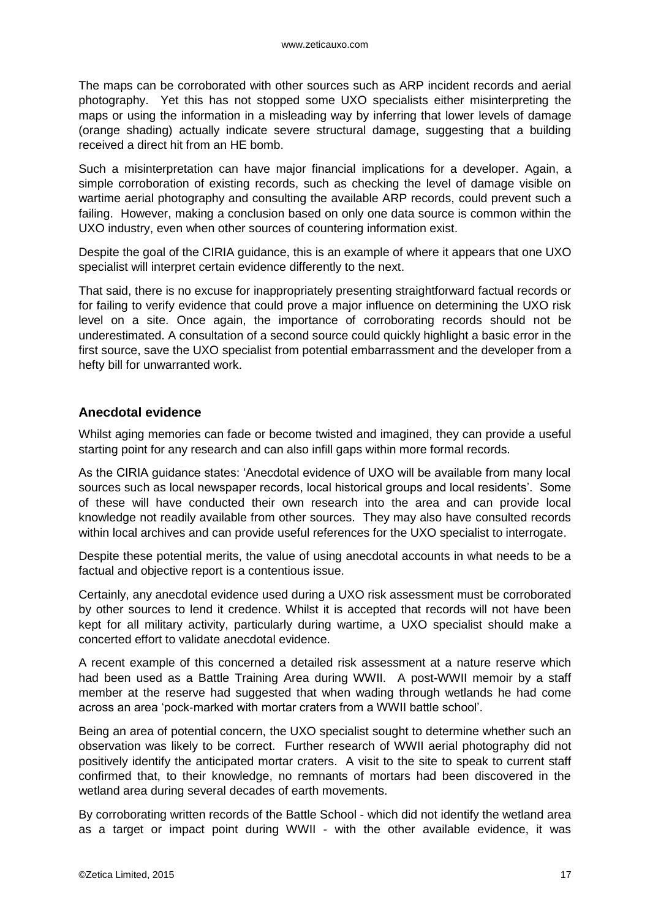The maps can be corroborated with other sources such as ARP incident records and aerial photography. Yet this has not stopped some UXO specialists either misinterpreting the maps or using the information in a misleading way by inferring that lower levels of damage (orange shading) actually indicate severe structural damage, suggesting that a building received a direct hit from an HE bomb.

Such a misinterpretation can have major financial implications for a developer. Again, a simple corroboration of existing records, such as checking the level of damage visible on wartime aerial photography and consulting the available ARP records, could prevent such a failing. However, making a conclusion based on only one data source is common within the UXO industry, even when other sources of countering information exist.

Despite the goal of the CIRIA guidance, this is an example of where it appears that one UXO specialist will interpret certain evidence differently to the next.

That said, there is no excuse for inappropriately presenting straightforward factual records or for failing to verify evidence that could prove a major influence on determining the UXO risk level on a site. Once again, the importance of corroborating records should not be underestimated. A consultation of a second source could quickly highlight a basic error in the first source, save the UXO specialist from potential embarrassment and the developer from a hefty bill for unwarranted work.

## Anecdotal evidence

Whilst aging memories can fade or become twisted and imagined, they can provide a useful starting point for any research and can also infill gaps within more formal records.

As the CIRIA guidance states: 'Anecdotal evidence of UXO will be available from many local sources such as local newspaper records, local historical groups and local residents'. Some of these will have conducted their own research into the area and can provide local knowledge not readily available from other sources. They may also have consulted records within local archives and can provide useful references for the UXO specialist to interrogate.

Despite these potential merits, the value of using anecdotal accounts in what needs to be a factual and objective report is a contentious issue.

Certainly, any anecdotal evidence used during a UXO risk assessment must be corroborated by other sources to lend it credence. Whilst it is accepted that records will not have been kept for all military activity, particularly during wartime, a UXO specialist should make a concerted effort to validate anecdotal evidence.

A recent example of this concerned a detailed risk assessment at a nature reserve which had been used as a Battle Training Area during WWII. A post-WWII memoir by a staff member at the reserve had suggested that when wading through wetlands he had come across an area 'pock-marked with mortar craters from a WWII battle school'.

Being an area of potential concern, the UXO specialist sought to determine whether such an observation was likely to be correct. Further research of WWII aerial photography did not positively identify the anticipated mortar craters. A visit to the site to speak to current staff confirmed that, to their knowledge, no remnants of mortars had been discovered in the wetland area during several decades of earth movements.

By corroborating written records of the Battle School - which did not identify the wetland area as a target or impact point during WWII - with the other available evidence, it was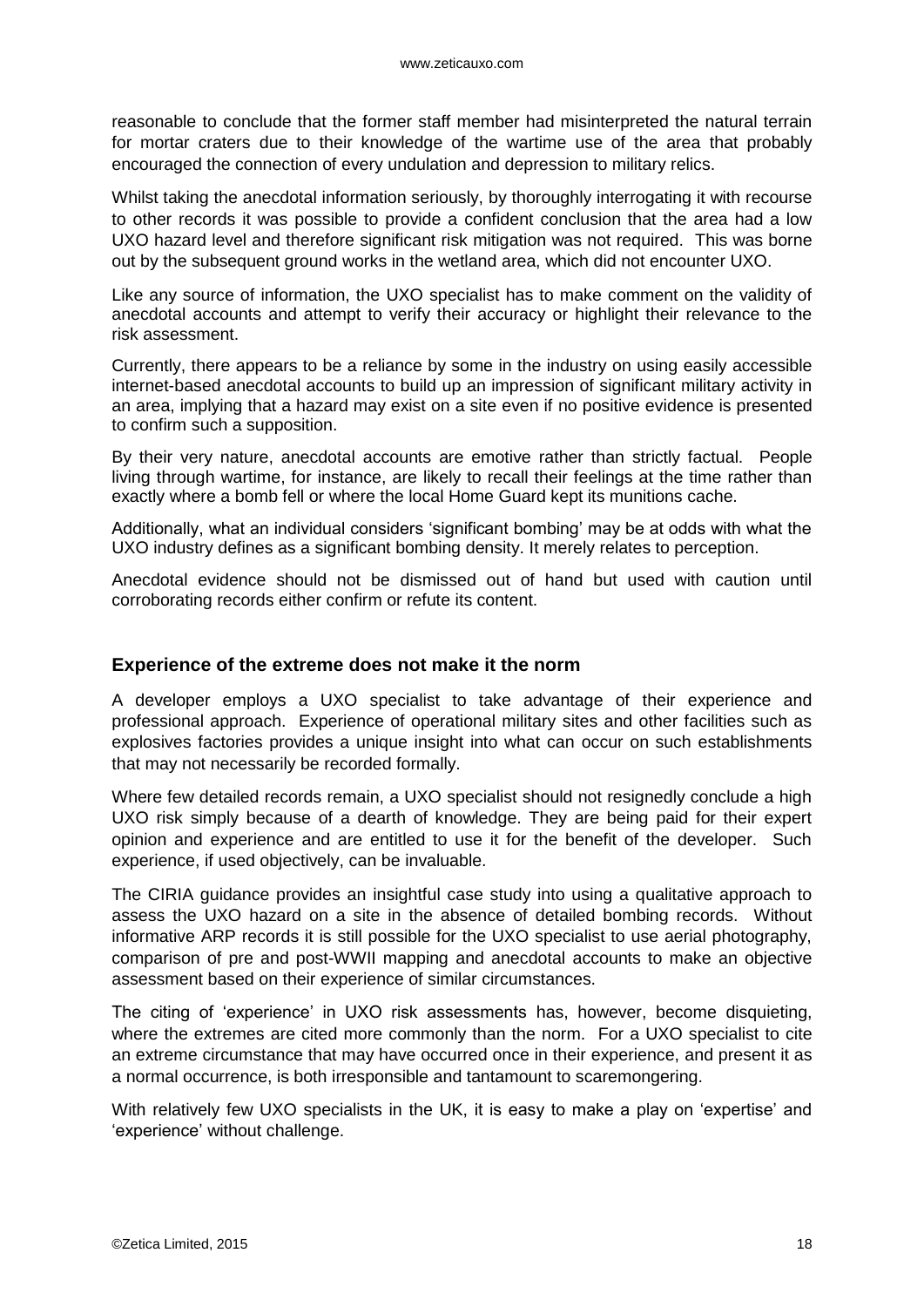reasonable to conclude that the former staff member had misinterpreted the natural terrain for mortar craters due to their knowledge of the wartime use of the area that probably encouraged the connection of every undulation and depression to military relics.

Whilst taking the anecdotal information seriously, by thoroughly interrogating it with recourse to other records it was possible to provide a confident conclusion that the area had a low UXO hazard level and therefore significant risk mitigation was not required. This was borne out by the subsequent ground works in the wetland area, which did not encounter UXO.

Like any source of information, the UXO specialist has to make comment on the validity of anecdotal accounts and attempt to verify their accuracy or highlight their relevance to the risk assessment.

Currently, there appears to be a reliance by some in the industry on using easily accessible internet-based anecdotal accounts to build up an impression of significant military activity in an area, implying that a hazard may exist on a site even if no positive evidence is presented to confirm such a supposition.

By their very nature, anecdotal accounts are emotive rather than strictly factual. People living through wartime, for instance, are likely to recall their feelings at the time rather than exactly where a bomb fell or where the local Home Guard kept its munitions cache.

Additionally, what an individual considers 'significant bombing' may be at odds with what the UXO industry defines as a significant bombing density. It merely relates to perception.

Anecdotal evidence should not be dismissed out of hand but used with caution until corroborating records either confirm or refute its content.

## Experience of the extreme does not make it the norm

A developer employs a UXO specialist to take advantage of their experience and professional approach. Experience of operational military sites and other facilities such as explosives factories provides a unique insight into what can occur on such establishments that may not necessarily be recorded formally.

Where few detailed records remain, a UXO specialist should not resignedly conclude a high UXO risk simply because of a dearth of knowledge. They are being paid for their expert opinion and experience and are entitled to use it for the benefit of the developer. Such experience, if used objectively, can be invaluable.

The CIRIA guidance provides an insightful case study into using a qualitative approach to assess the UXO hazard on a site in the absence of detailed bombing records. Without informative ARP records it is still possible for the UXO specialist to use aerial photography, comparison of pre and post-WWII mapping and anecdotal accounts to make an objective assessment based on their experience of similar circumstances.

The citing of 'experience' in UXO risk assessments has, however, become disquieting, where the extremes are cited more commonly than the norm. For a UXO specialist to cite an extreme circumstance that may have occurred once in their experience, and present it as a normal occurrence, is both irresponsible and tantamount to scaremongering.

With relatively few UXO specialists in the UK, it is easy to make a play on 'expertise' and 'experience' without challenge.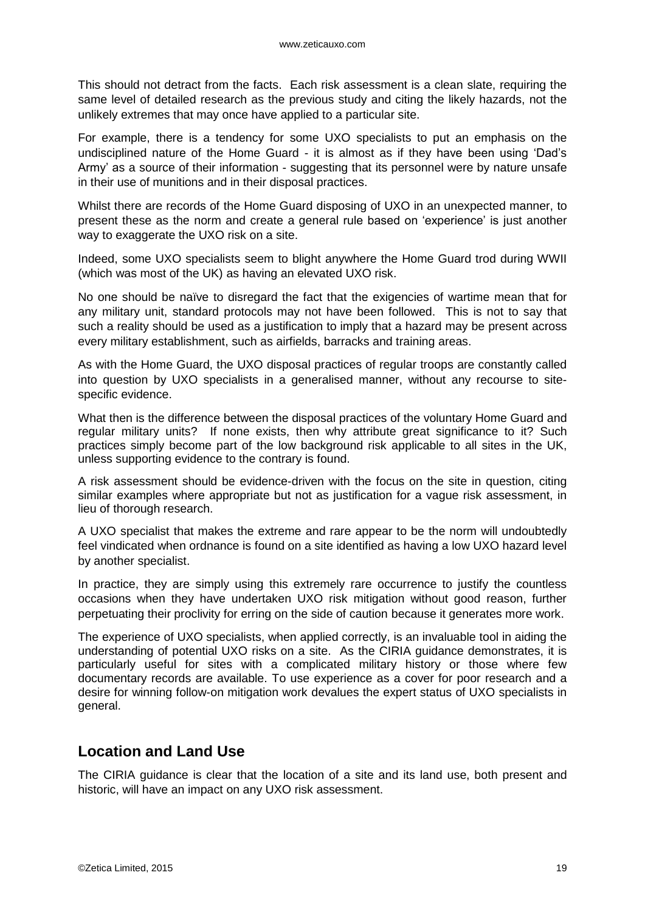This should not detract from the facts. Each risk assessment is a clean slate, requiring the same level of detailed research as the previous study and citing the likely hazards, not the unlikely extremes that may once have applied to a particular site.

For example, there is a tendency for some UXO specialists to put an emphasis on the undisciplined nature of the Home Guard - it is almost as if they have been using 'Dad's Army' as a source of their information - suggesting that its personnel were by nature unsafe in their use of munitions and in their disposal practices.

Whilst there are records of the Home Guard disposing of UXO in an unexpected manner, to present these as the norm and create a general rule based on 'experience' is just another way to exaggerate the UXO risk on a site.

Indeed, some UXO specialists seem to blight anywhere the Home Guard trod during WWII (which was most of the UK) as having an elevated UXO risk.

No one should be naïve to disregard the fact that the exigencies of wartime mean that for any military unit, standard protocols may not have been followed. This is not to say that such a reality should be used as a justification to imply that a hazard may be present across every military establishment, such as airfields, barracks and training areas.

As with the Home Guard, the UXO disposal practices of regular troops are constantly called into question by UXO specialists in a generalised manner, without any recourse to site-specific evidence.

What then is the difference between the disposal practices of the voluntary Home Guard and regular military units? If none exists, then why attribute great significance to it? Such practices simply become part of the low background risk applicable to all sites in the UK, unless supporting evidence to the contrary is found.

A risk assessment should be evidence-driven with the focus on the site in question, citing similar examples where appropriate but not as justification for a vague risk assessment, in lieu of thorough research.

A UXO specialist that makes the extreme and rare appear to be the norm will undoubtedly feel vindicated when ordnance is found on a site identified as having a low UXO hazard level by another specialist.

In practice, they are simply using this extremely rare occurrence to justify the countless occasions when they have undertaken UXO risk mitigation without good reason, further perpetuating their proclivity for erring on the side of caution because it generates more work.

The experience of UXO specialists, when applied correctly, is an invaluable tool in aiding the understanding of potential UXO risks on a site. As the CIRIA guidance demonstrates, it is particularly useful for sites with a complicated military history or those where few documentary records are available. To use experience as a cover for poor research and a desire for winning follow-on mitigation work devalues the expert status of UXO specialists in general.

## Location and Land Use

The CIRIA guidance is clear that the location of a site and its land use, both present and historic, will have an impact on any UXO risk assessment.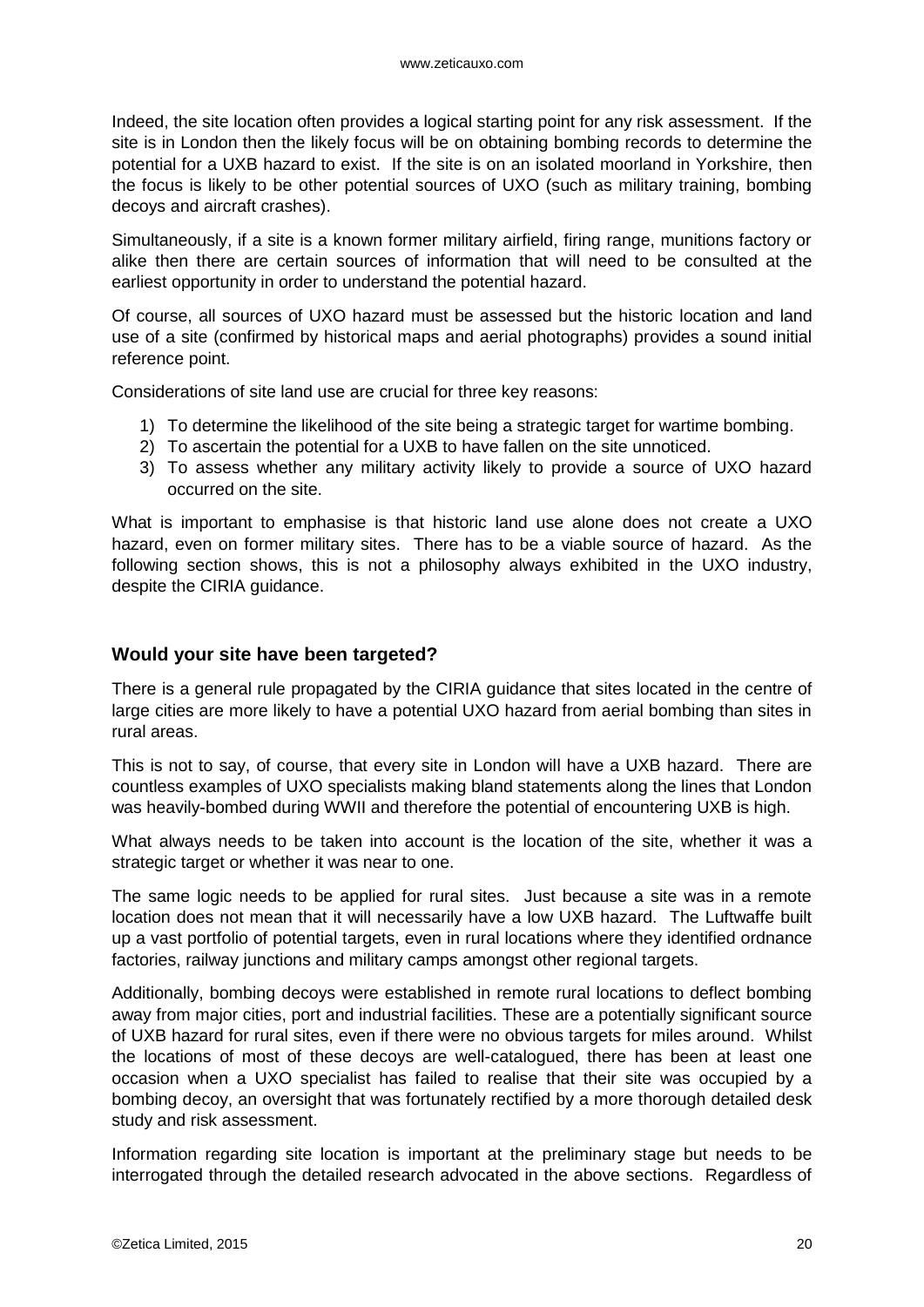Indeed, the site location often provides a logical starting point for any risk assessment. If the site is in London then the likely focus will be on obtaining bombing records to determine the potential for a UXB hazard to exist. If the site is on an isolated moorland in Yorkshire, then the focus is likely to be other potential sources of UXO (such as military training, bombing decoys and aircraft crashes).

Simultaneously, if a site is a known former military airfield, firing range, munitions factory or alike then there are certain sources of information that will need to be consulted at the earliest opportunity in order to understand the potential hazard.

Of course, all sources of UXO hazard must be assessed but the historic location and land use of a site (confirmed by historical maps and aerial photographs) provides a sound initial reference point.

Considerations of site land use are crucial for three key reasons:

1) To determine the likelihood of the site being a strategic target for wartime bombing.
2) To ascertain the potential for a UXB to have fallen on the site unnoticed.
3) To assess whether any military activity likely to provide a source of UXO hazard occurred on the site.

What is important to emphasise is that historic land use alone does not create a UXO hazard, even on former military sites. There has to be a viable source of hazard. As the following section shows, this is not a philosophy always exhibited in the UXO industry, despite the CIRIA guidance.

### Would your site have been targeted?

There is a general rule propagated by the CIRIA guidance that sites located in the centre of large cities are more likely to have a potential UXO hazard from aerial bombing than sites in rural areas.

This is not to say, of course, that every site in London will have a UXB hazard. There are countless examples of UXO specialists making bland statements along the lines that London was heavily-bombed during WWII and therefore the potential of encountering UXB is high.

What always needs to be taken into account is the location of the site, whether it was a strategic target or whether it was near to one.

The same logic needs to be applied for rural sites. Just because a site was in a remote location does not mean that it will necessarily have a low UXB hazard. The Luftwaffe built up a vast portfolio of potential targets, even in rural locations where they identified ordnance factories, railway junctions and military camps amongst other regional targets.

Additionally, bombing decoys were established in remote rural locations to deflect bombing away from major cities, port and industrial facilities. These are a potentially significant source of UXB hazard for rural sites, even if there were no obvious targets for miles around. Whilst the locations of most of these decoys are well-catalogued, there has been at least one occasion when a UXO specialist has failed to realise that their site was occupied by a bombing decoy, an oversight that was fortunately rectified by a more thorough detailed desk study and risk assessment.

Information regarding site location is important at the preliminary stage but needs to be interrogated through the detailed research advocated in the above sections. Regardless of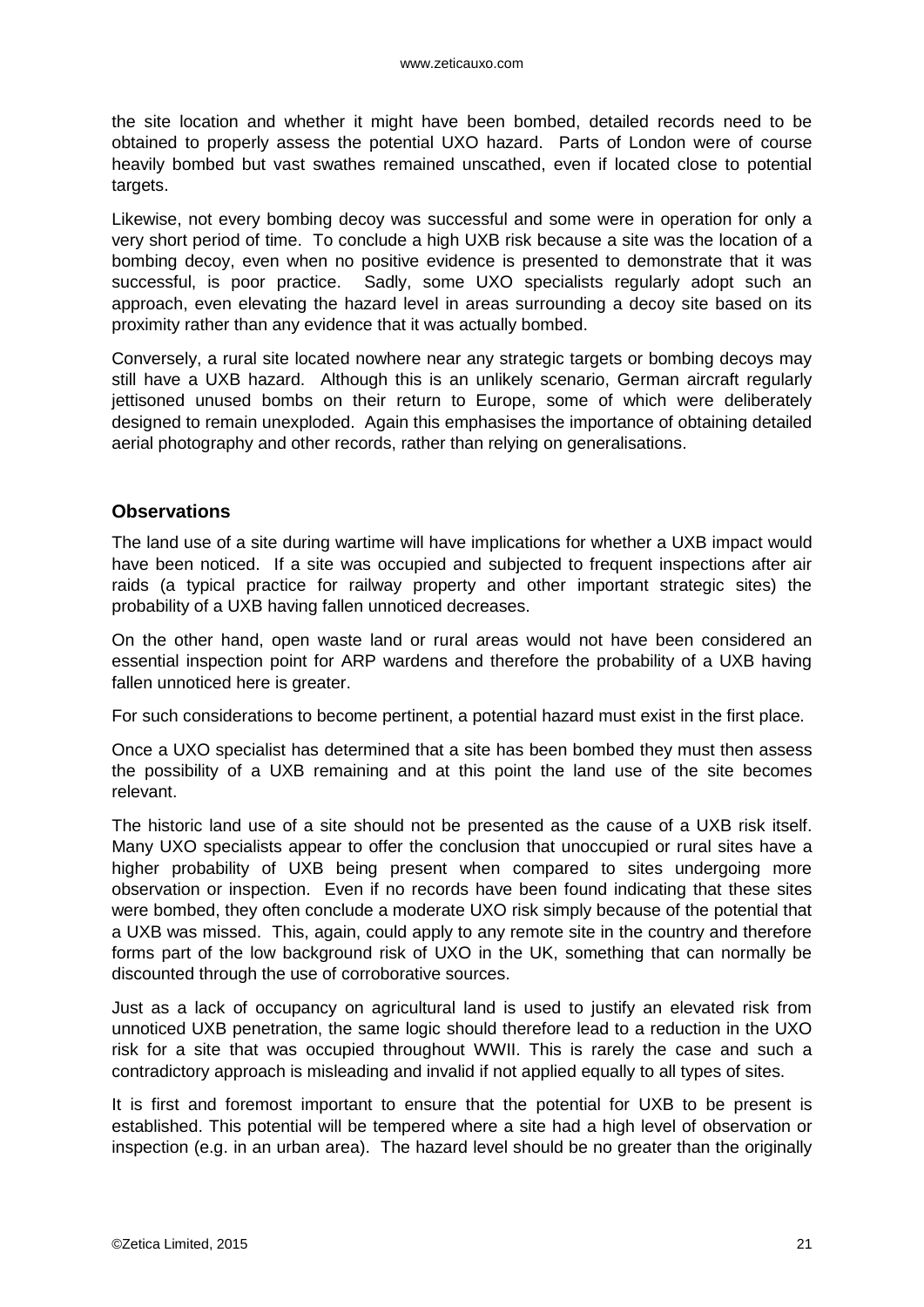the site location and whether it might have been bombed, detailed records need to be obtained to properly assess the potential UXO hazard. Parts of London were of course heavily bombed but vast swathes remained unscathed, even if located close to potential targets.

Likewise, not every bombing decoy was successful and some were in operation for only a very short period of time. To conclude a high UXB risk because a site was the location of a bombing decoy, even when no positive evidence is presented to demonstrate that it was successful, is poor practice. Sadly, some UXO specialists regularly adopt such an approach, even elevating the hazard level in areas surrounding a decoy site based on its proximity rather than any evidence that it was actually bombed.

Conversely, a rural site located nowhere near any strategic targets or bombing decoys may still have a UXB hazard. Although this is an unlikely scenario, German aircraft regularly jettisoned unused bombs on their return to Europe, some of which were deliberately designed to remain unexploded. Again this emphasises the importance of obtaining detailed aerial photography and other records, rather than relying on generalisations.

### Observations

The land use of a site during wartime will have implications for whether a UXB impact would have been noticed. If a site was occupied and subjected to frequent inspections after air raids (a typical practice for railway property and other important strategic sites) the probability of a UXB having fallen unnoticed decreases.

On the other hand, open waste land or rural areas would not have been considered an essential inspection point for ARP wardens and therefore the probability of a UXB having fallen unnoticed here is greater.

For such considerations to become pertinent, a potential hazard must exist in the first place.

Once a UXO specialist has determined that a site has been bombed they must then assess the possibility of a UXB remaining and at this point the land use of the site becomes relevant.

The historic land use of a site should not be presented as the cause of a UXB risk itself. Many UXO specialists appear to offer the conclusion that unoccupied or rural sites have a higher probability of UXB being present when compared to sites undergoing more observation or inspection. Even if no records have been found indicating that these sites were bombed, they often conclude a moderate UXO risk simply because of the potential that a UXB was missed. This, again, could apply to any remote site in the country and therefore forms part of the low background risk of UXO in the UK, something that can normally be discounted through the use of corroborative sources.

Just as a lack of occupancy on agricultural land is used to justify an elevated risk from unnoticed UXB penetration, the same logic should therefore lead to a reduction in the UXO risk for a site that was occupied throughout WWII. This is rarely the case and such a contradictory approach is misleading and invalid if not applied equally to all types of sites.

It is first and foremost important to ensure that the potential for UXB to be present is established. This potential will be tempered where a site had a high level of observation or inspection (e.g. in an urban area). The hazard level should be no greater than the originally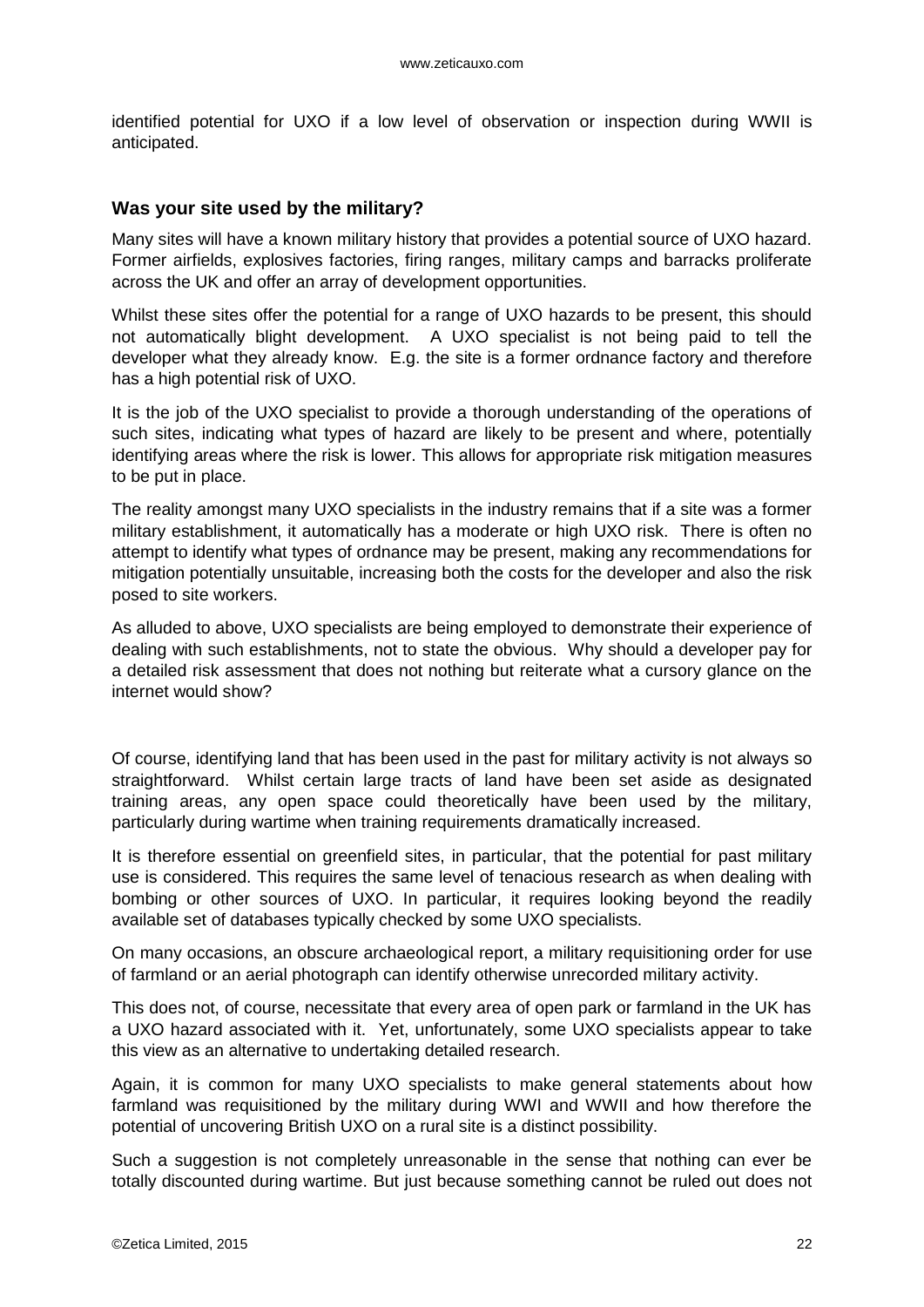identified potential for UXO if a low level of observation or inspection during WWII is anticipated.

### Was your site used by the military?

Many sites will have a known military history that provides a potential source of UXO hazard. Former airfields, explosives factories, firing ranges, military camps and barracks proliferate across the UK and offer an array of development opportunities.

Whilst these sites offer the potential for a range of UXO hazards to be present, this should not automatically blight development. A UXO specialist is not being paid to tell the developer what they already know. E.g. the site is a former ordnance factory and therefore has a high potential risk of UXO.

It is the job of the UXO specialist to provide a thorough understanding of the operations of such sites, indicating what types of hazard are likely to be present and where, potentially identifying areas where the risk is lower. This allows for appropriate risk mitigation measures to be put in place.

The reality amongst many UXO specialists in the industry remains that if a site was a former military establishment, it automatically has a moderate or high UXO risk. There is often no attempt to identify what types of ordnance may be present, making any recommendations for mitigation potentially unsuitable, increasing both the costs for the developer and also the risk posed to site workers.

As alluded to above, UXO specialists are being employed to demonstrate their experience of dealing with such establishments, not to state the obvious. Why should a developer pay for a detailed risk assessment that does not nothing but reiterate what a cursory glance on the internet would show?

Of course, identifying land that has been used in the past for military activity is not always so straightforward. Whilst certain large tracts of land have been set aside as designated training areas, any open space could theoretically have been used by the military, particularly during wartime when training requirements dramatically increased.

It is therefore essential on greenfield sites, in particular, that the potential for past military use is considered. This requires the same level of tenacious research as when dealing with bombing or other sources of UXO. In particular, it requires looking beyond the readily available set of databases typically checked by some UXO specialists.

On many occasions, an obscure archaeological report, a military requisitioning order for use of farmland or an aerial photograph can identify otherwise unrecorded military activity.

This does not, of course, necessitate that every area of open park or farmland in the UK has a UXO hazard associated with it. Yet, unfortunately, some UXO specialists appear to take this view as an alternative to undertaking detailed research.

Again, it is common for many UXO specialists to make general statements about how farmland was requisitioned by the military during WWI and WWII and how therefore the potential of uncovering British UXO on a rural site is a distinct possibility.

Such a suggestion is not completely unreasonable in the sense that nothing can ever be totally discounted during wartime. But just because something cannot be ruled out does not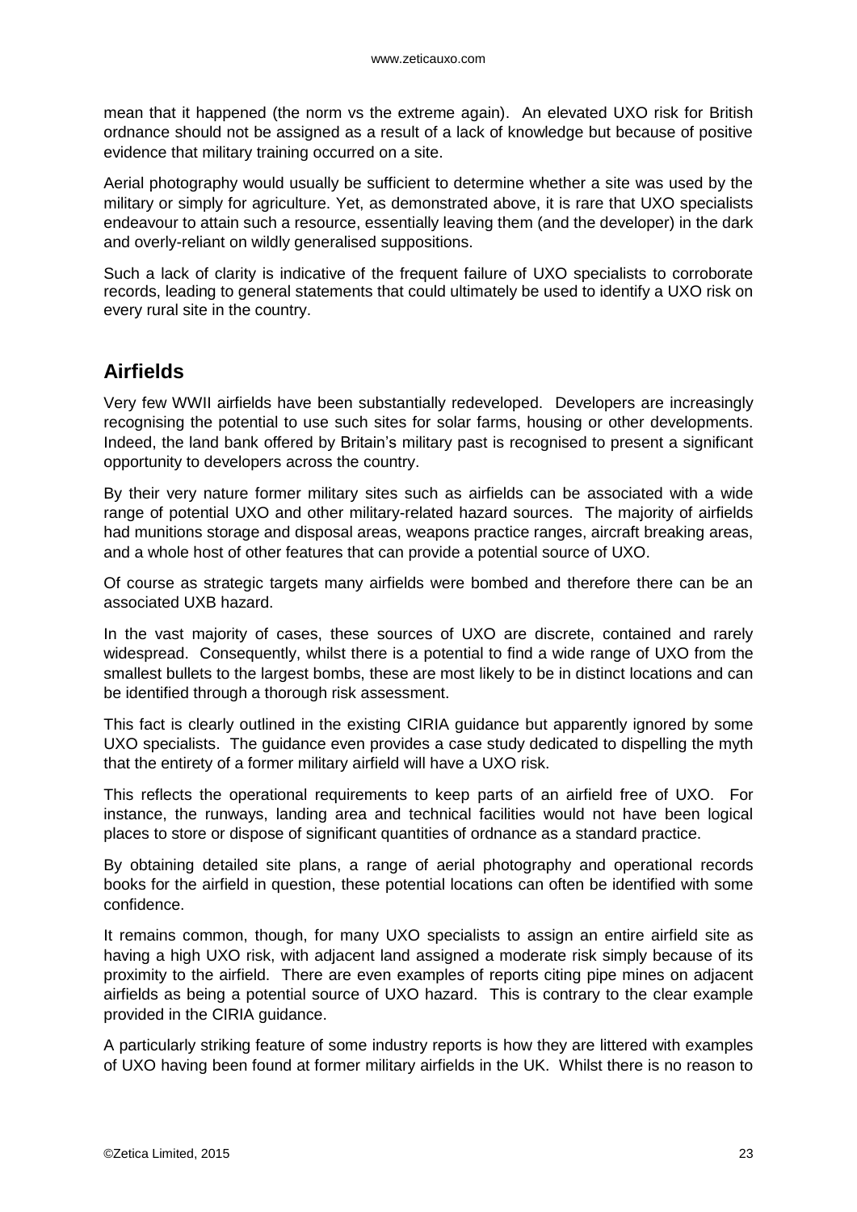mean that it happened (the norm vs the extreme again). An elevated UXO risk for British ordnance should not be assigned as a result of a lack of knowledge but because of positive evidence that military training occurred on a site.

Aerial photography would usually be sufficient to determine whether a site was used by the military or simply for agriculture. Yet, as demonstrated above, it is rare that UXO specialists endeavour to attain such a resource, essentially leaving them (and the developer) in the dark and overly-reliant on wildly generalised suppositions.

Such a lack of clarity is indicative of the frequent failure of UXO specialists to corroborate records, leading to general statements that could ultimately be used to identify a UXO risk on every rural site in the country.

## Airfields

Very few WWII airfields have been substantially redeveloped. Developers are increasingly recognising the potential to use such sites for solar farms, housing or other developments. Indeed, the land bank offered by Britain's military past is recognised to present a significant opportunity to developers across the country.

By their very nature former military sites such as airfields can be associated with a wide range of potential UXO and other military-related hazard sources. The majority of airfields had munitions storage and disposal areas, weapons practice ranges, aircraft breaking areas, and a whole host of other features that can provide a potential source of UXO.

Of course as strategic targets many airfields were bombed and therefore there can be an associated UXB hazard.

In the vast majority of cases, these sources of UXO are discrete, contained and rarely widespread. Consequently, whilst there is a potential to find a wide range of UXO from the smallest bullets to the largest bombs, these are most likely to be in distinct locations and can be identified through a thorough risk assessment.

This fact is clearly outlined in the existing CIRIA guidance but apparently ignored by some UXO specialists. The guidance even provides a case study dedicated to dispelling the myth that the entirety of a former military airfield will have a UXO risk.

This reflects the operational requirements to keep parts of an airfield free of UXO. For instance, the runways, landing area and technical facilities would not have been logical places to store or dispose of significant quantities of ordnance as a standard practice.

By obtaining detailed site plans, a range of aerial photography and operational records books for the airfield in question, these potential locations can often be identified with some confidence.

It remains common, though, for many UXO specialists to assign an entire airfield site as having a high UXO risk, with adjacent land assigned a moderate risk simply because of its proximity to the airfield. There are even examples of reports citing pipe mines on adjacent airfields as being a potential source of UXO hazard. This is contrary to the clear example provided in the CIRIA guidance.

A particularly striking feature of some industry reports is how they are littered with examples of UXO having been found at former military airfields in the UK. Whilst there is no reason to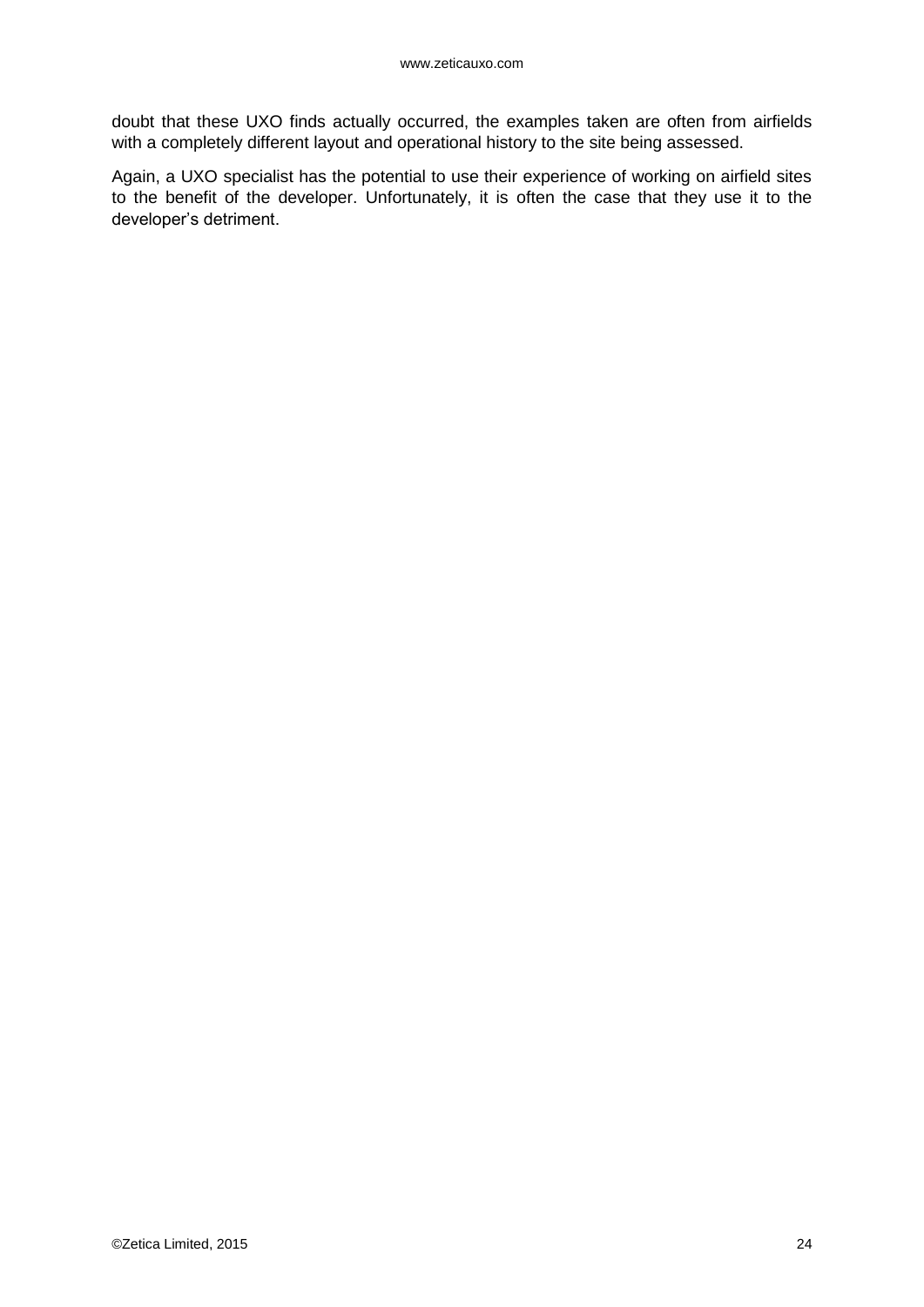doubt that these UXO finds actually occurred, the examples taken are often from airfields with a completely different layout and operational history to the site being assessed.

Again, a UXO specialist has the potential to use their experience of working on airfield sites to the benefit of the developer. Unfortunately, it is often the case that they use it to the developer's detriment.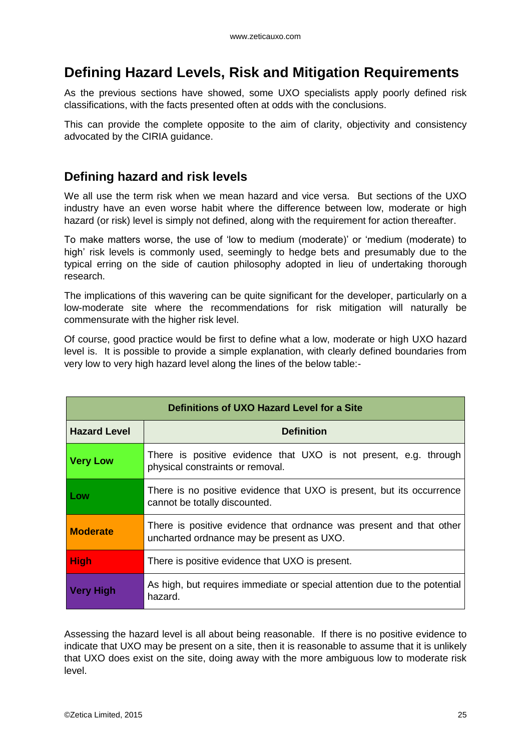# Defining Hazard Levels, Risk and Mitigation Requirements

As the previous sections have showed, some UXO specialists apply poorly defined risk classifications, with the facts presented often at odds with the conclusions.

This can provide the complete opposite to the aim of clarity, objectivity and consistency advocated by the CIRIA guidance.

## Defining hazard and risk levels

We all use the term risk when we mean hazard and vice versa. But sections of the UXO industry have an even worse habit where the difference between low, moderate or high hazard (or risk) level is simply not defined, along with the requirement for action thereafter.

To make matters worse, the use of 'low to medium (moderate)' or 'medium (moderate) to high' risk levels is commonly used, seemingly to hedge bets and presumably due to the typical erring on the side of caution philosophy adopted in lieu of undertaking thorough research.

The implications of this wavering can be quite significant for the developer, particularly on a low-moderate site where the recommendations for risk mitigation will naturally be commensurate with the higher risk level.

Of course, good practice would be first to define what a low, moderate or high UXO hazard level is. It is possible to provide a simple explanation, with clearly defined boundaries from very low to very high hazard level along the lines of the below table:-

| **Definitions of UXO Hazard Level for a Site** | |
|---|---|
| **Hazard Level** | **Definition** |
| **Very Low** | There is positive evidence that UXO is not present, e.g. through physical constraints or removal. |
| **Low** | There is no positive evidence that UXO is present, but its occurrence cannot be totally discounted. |
| **Moderate** | There is positive evidence that ordnance was present and that other uncharted ordnance may be present as UXO. |
| **High** | There is positive evidence that UXO is present. |
| **Very High** | As high, but requires immediate or special attention due to the potential hazard. |

Assessing the hazard level is all about being reasonable. If there is no positive evidence to indicate that UXO may be present on a site, then it is reasonable to assume that it is unlikely that UXO does exist on the site, doing away with the more ambiguous low to moderate risk level.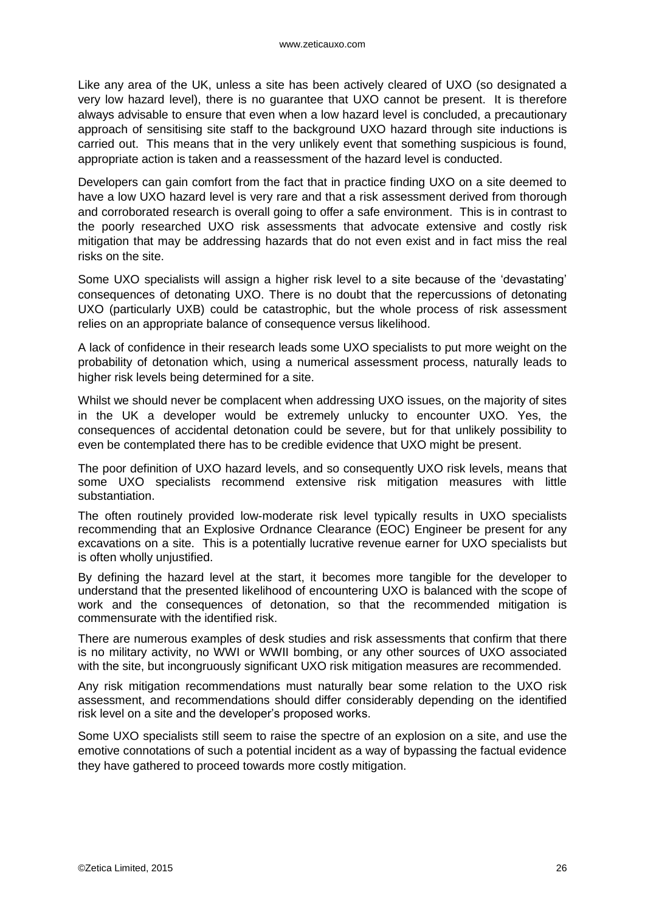Like any area of the UK, unless a site has been actively cleared of UXO (so designated a very low hazard level), there is no guarantee that UXO cannot be present. It is therefore always advisable to ensure that even when a low hazard level is concluded, a precautionary approach of sensitising site staff to the background UXO hazard through site inductions is carried out. This means that in the very unlikely event that something suspicious is found, appropriate action is taken and a reassessment of the hazard level is conducted.

Developers can gain comfort from the fact that in practice finding UXO on a site deemed to have a low UXO hazard level is very rare and that a risk assessment derived from thorough and corroborated research is overall going to offer a safe environment. This is in contrast to the poorly researched UXO risk assessments that advocate extensive and costly risk mitigation that may be addressing hazards that do not even exist and in fact miss the real risks on the site.

Some UXO specialists will assign a higher risk level to a site because of the 'devastating' consequences of detonating UXO. There is no doubt that the repercussions of detonating UXO (particularly UXB) could be catastrophic, but the whole process of risk assessment relies on an appropriate balance of consequence versus likelihood.

A lack of confidence in their research leads some UXO specialists to put more weight on the probability of detonation which, using a numerical assessment process, naturally leads to higher risk levels being determined for a site.

Whilst we should never be complacent when addressing UXO issues, on the majority of sites in the UK a developer would be extremely unlucky to encounter UXO. Yes, the consequences of accidental detonation could be severe, but for that unlikely possibility to even be contemplated there has to be credible evidence that UXO might be present.

The poor definition of UXO hazard levels, and so consequently UXO risk levels, means that some UXO specialists recommend extensive risk mitigation measures with little substantiation.

The often routinely provided low-moderate risk level typically results in UXO specialists recommending that an Explosive Ordnance Clearance (EOC) Engineer be present for any excavations on a site. This is a potentially lucrative revenue earner for UXO specialists but is often wholly unjustified.

By defining the hazard level at the start, it becomes more tangible for the developer to understand that the presented likelihood of encountering UXO is balanced with the scope of work and the consequences of detonation, so that the recommended mitigation is commensurate with the identified risk.

There are numerous examples of desk studies and risk assessments that confirm that there is no military activity, no WWI or WWII bombing, or any other sources of UXO associated with the site, but incongruously significant UXO risk mitigation measures are recommended.

Any risk mitigation recommendations must naturally bear some relation to the UXO risk assessment, and recommendations should differ considerably depending on the identified risk level on a site and the developer's proposed works.

Some UXO specialists still seem to raise the spectre of an explosion on a site, and use the emotive connotations of such a potential incident as a way of bypassing the factual evidence they have gathered to proceed towards more costly mitigation.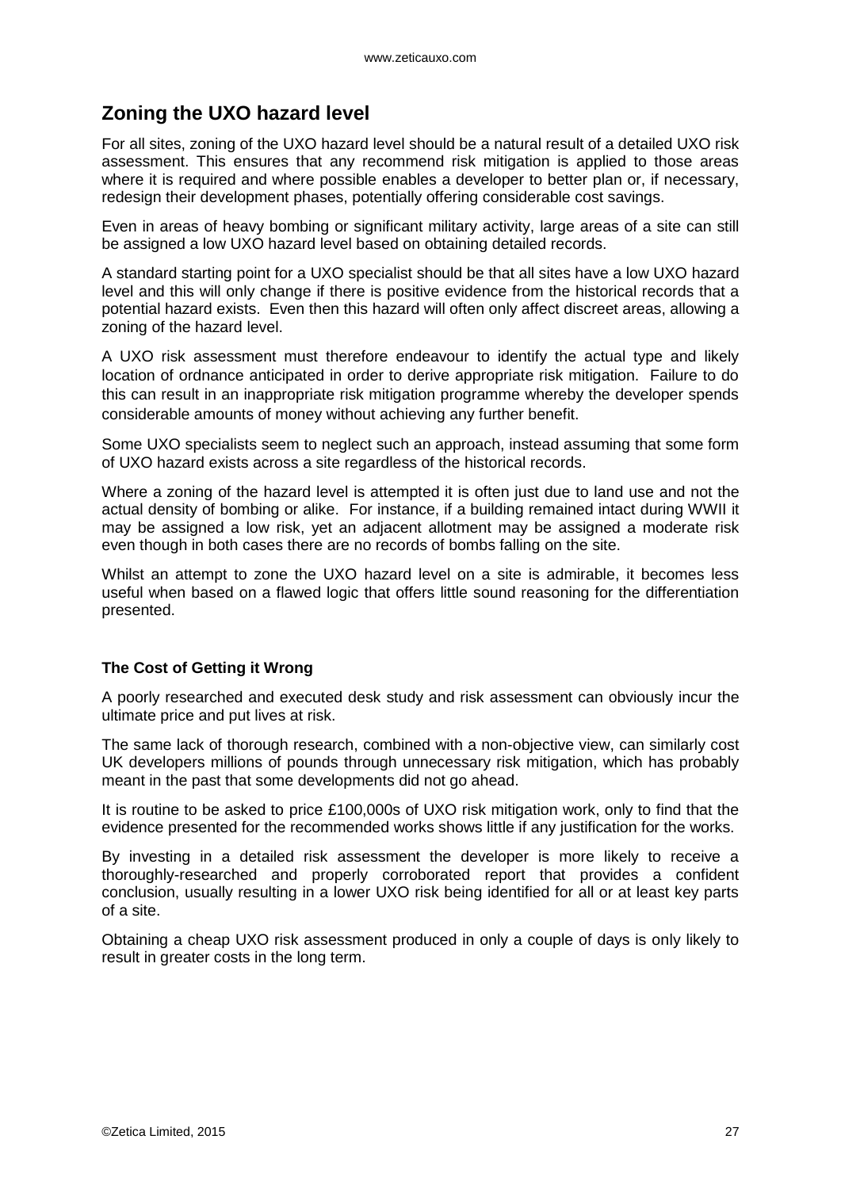## Zoning the UXO hazard level

For all sites, zoning of the UXO hazard level should be a natural result of a detailed UXO risk assessment. This ensures that any recommend risk mitigation is applied to those areas where it is required and where possible enables a developer to better plan or, if necessary, redesign their development phases, potentially offering considerable cost savings.

Even in areas of heavy bombing or significant military activity, large areas of a site can still be assigned a low UXO hazard level based on obtaining detailed records.

A standard starting point for a UXO specialist should be that all sites have a low UXO hazard level and this will only change if there is positive evidence from the historical records that a potential hazard exists. Even then this hazard will often only affect discreet areas, allowing a zoning of the hazard level.

A UXO risk assessment must therefore endeavour to identify the actual type and likely location of ordnance anticipated in order to derive appropriate risk mitigation. Failure to do this can result in an inappropriate risk mitigation programme whereby the developer spends considerable amounts of money without achieving any further benefit.

Some UXO specialists seem to neglect such an approach, instead assuming that some form of UXO hazard exists across a site regardless of the historical records.

Where a zoning of the hazard level is attempted it is often just due to land use and not the actual density of bombing or alike. For instance, if a building remained intact during WWII it may be assigned a low risk, yet an adjacent allotment may be assigned a moderate risk even though in both cases there are no records of bombs falling on the site.

Whilst an attempt to zone the UXO hazard level on a site is admirable, it becomes less useful when based on a flawed logic that offers little sound reasoning for the differentiation presented.

### The Cost of Getting it Wrong

A poorly researched and executed desk study and risk assessment can obviously incur the ultimate price and put lives at risk.

The same lack of thorough research, combined with a non-objective view, can similarly cost UK developers millions of pounds through unnecessary risk mitigation, which has probably meant in the past that some developments did not go ahead.

It is routine to be asked to price £100,000s of UXO risk mitigation work, only to find that the evidence presented for the recommended works shows little if any justification for the works.

By investing in a detailed risk assessment the developer is more likely to receive a thoroughly-researched and properly corroborated report that provides a confident conclusion, usually resulting in a lower UXO risk being identified for all or at least key parts of a site.

Obtaining a cheap UXO risk assessment produced in only a couple of days is only likely to result in greater costs in the long term.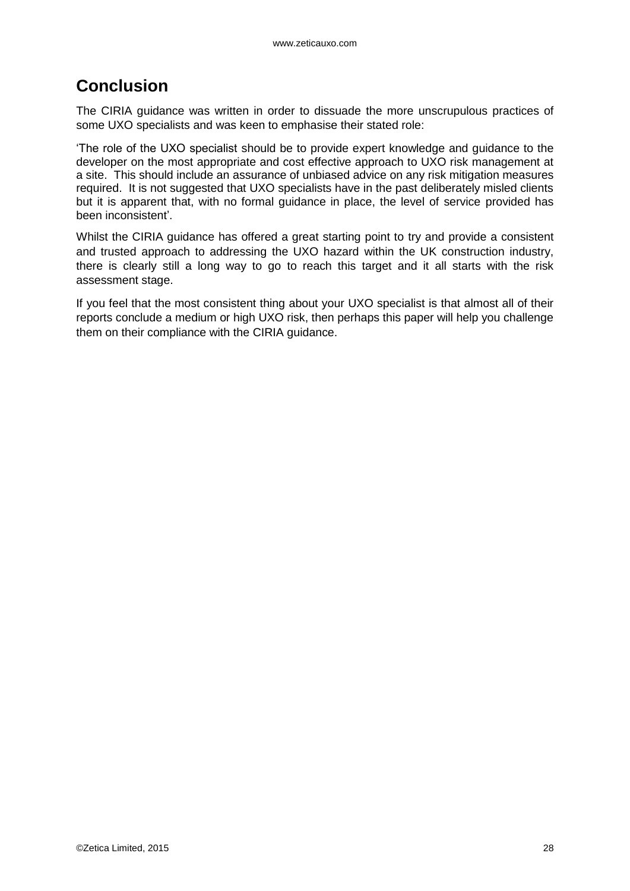# Conclusion

The CIRIA guidance was written in order to dissuade the more unscrupulous practices of some UXO specialists and was keen to emphasise their stated role:

'The role of the UXO specialist should be to provide expert knowledge and guidance to the developer on the most appropriate and cost effective approach to UXO risk management at a site. This should include an assurance of unbiased advice on any risk mitigation measures required. It is not suggested that UXO specialists have in the past deliberately misled clients but it is apparent that, with no formal guidance in place, the level of service provided has been inconsistent'.

Whilst the CIRIA guidance has offered a great starting point to try and provide a consistent and trusted approach to addressing the UXO hazard within the UK construction industry, there is clearly still a long way to go to reach this target and it all starts with the risk assessment stage.

If you feel that the most consistent thing about your UXO specialist is that almost all of their reports conclude a medium or high UXO risk, then perhaps this paper will help you challenge them on their compliance with the CIRIA guidance.